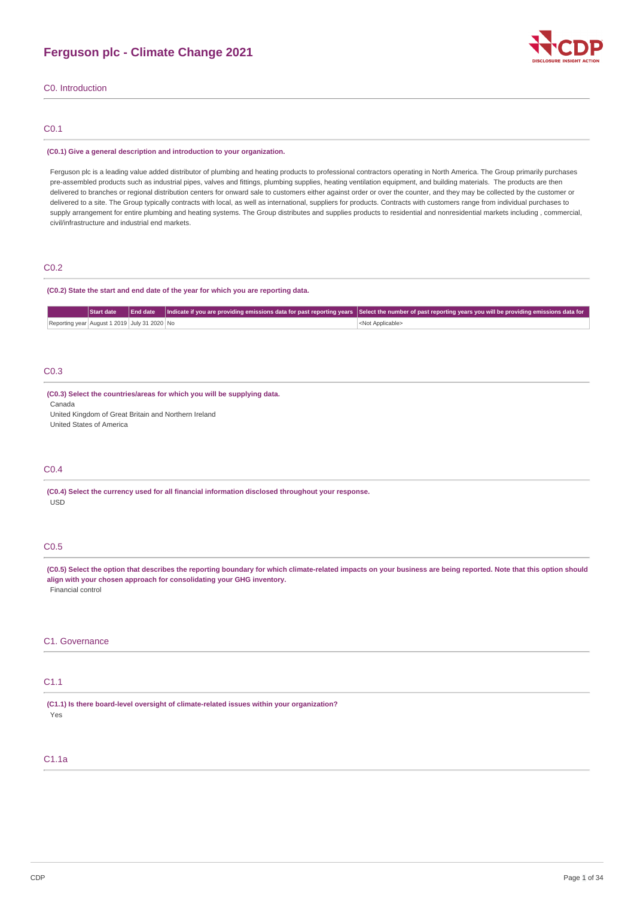# Ferguson plc - Climate Change 2021

## C0. Introduction

### C0.1

**(C0.1) Give a general description and introduction to your organization.**

Ferguson plc is a leading value added distributor of plumbing and heating products to professional contractors operating in North America. The Group primarily purchases pre-assembled products such as industrial pipes, valves and fittings, plumbing supplies, heating ventilation equipment, and building materials. The products are then delivered to branches or regional distribution centers for onward sale to customers either against order or over the counter, and they may be collected by the customer or delivered to a site. The Group typically contracts with local, as well as international, suppliers for products. Contracts with customers range from individual purchases to supply arrangement for entire plumbing and heating systems. The Group distributes and supplies products to residential and nonresidential markets including , commercial, civil/infrastructure and industrial end markets.

### C0.2

**(C0.2) State the start and end date of the year for which you are reporting data.**

| | Start date | End date | Indicate if you are providing emissions data for past reporting years | Select the number of past reporting years you will be providing emissions data for |
|---|---|---|---|---|
| Reporting year | August 1 2019 | July 31 2020 | No | <Not Applicable> |

### C0.3

**(C0.3) Select the countries/areas for which you will be supplying data.**

Canada
United Kingdom of Great Britain and Northern Ireland
United States of America

### C0.4

**(C0.4) Select the currency used for all financial information disclosed throughout your response.**

USD

### C0.5

**(C0.5) Select the option that describes the reporting boundary for which climate-related impacts on your business are being reported. Note that this option should align with your chosen approach for consolidating your GHG inventory.**

Financial control

## C1. Governance

### C1.1

**(C1.1) Is there board-level oversight of climate-related issues within your organization?**

Yes

### C1.1a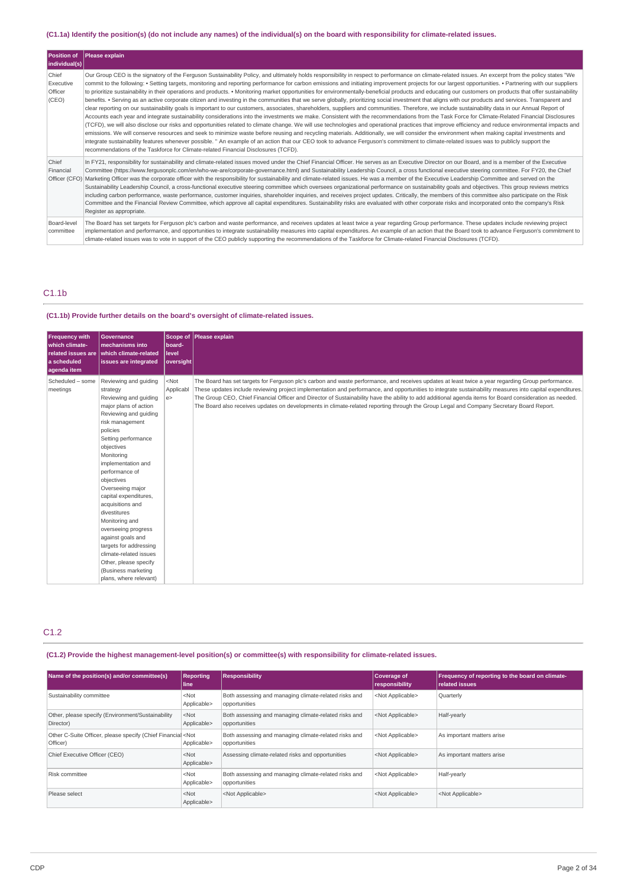### (C1.1a) Identify the position(s) (do not include any names) of the individual(s) on the board with responsibility for climate-related issues.

| Position of individual(s) | Please explain |
|---|---|
| Chief Executive Officer (CEO) | Our Group CEO is the signatory of the Ferguson Sustainability Policy, and ultimately holds responsibility in respect to performance on climate-related issues. An excerpt from the policy states "We commit to the following: • Setting targets, monitoring and reporting performance for carbon emissions and initiating improvement projects for our largest opportunities. • Partnering with our suppliers to prioritize sustainability in their operations and products. • Monitoring market opportunities for environmentally-beneficial products and educating our customers on products that offer sustainability benefits. • Serving as an active corporate citizen and investing in the communities that we serve globally, prioritizing social investment that aligns with our products and services. Transparent and clear reporting on our sustainability goals is important to our customers, associates, shareholders, suppliers and communities. Therefore, we include sustainability data in our Annual Report of Accounts each year and integrate sustainability considerations into the investments we make. Consistent with the recommendations from the Task Force for Climate-Related Financial Disclosures (TCFD), we will also disclose our risks and opportunities related to climate change. We will use technologies and operational practices that improve efficiency and reduce environmental impacts and emissions. We will conserve resources and seek to minimize waste before reusing and recycling materials. Additionally, we will consider the environment when making capital investments and integrate sustainability features whenever possible. " An example of an action that our CEO took to advance Ferguson's commitment to climate-related issues was to publicly support the recommendations of the Taskforce for Climate-related Financial Disclosures (TCFD). |
| Chief Financial Officer (CFO) | In FY21, responsibility for sustainability and climate-related issues moved under the Chief Financial Officer. He serves as an Executive Director on our Board, and is a member of the Executive Committee (https://www.fergusonplc.com/en/who-we-are/corporate-governance.html) and Sustainability Leadership Council, a cross functional executive steering committee. For FY20, the Chief Marketing Officer was the corporate officer with the responsibility for sustainability and climate-related issues. He was a member of the Executive Leadership Committee and served on the Sustainability Leadership Council, a cross-functional executive steering committee which oversees organizational performance on sustainability goals and objectives. This group reviews metrics including carbon performance, waste performance, customer inquiries, shareholder inquiries, and receives project updates. Critically, the members of this committee also participate on the Risk Committee and the Financial Review Committee, which approve all capital expenditures. Sustainability risks are evaluated with other corporate risks and incorporated onto the company's Risk Register as appropriate. |
| Board-level committee | The Board has set targets for Ferguson plc's carbon and waste performance, and receives updates at least twice a year regarding Group performance. These updates include reviewing project implementation and performance, and opportunities to integrate sustainability measures into capital expenditures. An example of an action that the Board took to advance Ferguson's commitment to climate-related issues was to vote in support of the CEO publicly supporting the recommendations of the Taskforce for Climate-related Financial Disclosures (TCFD). |

## C1.1b

### (C1.1b) Provide further details on the board's oversight of climate-related issues.

| Frequency with which climate-related issues are a scheduled agenda item | Governance mechanisms into which climate-related issues are integrated | Scope of board-level oversight | Please explain |
|---|---|---|---|
| Scheduled – some meetings | Reviewing and guiding strategy<br>Reviewing and guiding major plans of action<br>Reviewing and guiding risk management policies<br>Setting performance objectives<br>Monitoring implementation and performance of objectives<br>Overseeing major capital expenditures, acquisitions and divestitures<br>Monitoring and overseeing progress against goals and targets for addressing climate-related issues<br>Other, please specify (Business marketing plans, where relevant) | <Not Applicable> | The Board has set targets for Ferguson plc's carbon and waste performance, and receives updates at least twice a year regarding Group performance. These updates include reviewing project implementation and performance, and opportunities to integrate sustainability measures into capital expenditures. The Group CEO, Chief Financial Officer and Director of Sustainability have the ability to add additional agenda items for Board consideration as needed. The Board also receives updates on developments in climate-related reporting through the Group Legal and Company Secretary Board Report. |

## C1.2

### (C1.2) Provide the highest management-level position(s) or committee(s) with responsibility for climate-related issues.

| Name of the position(s) and/or committee(s) | Reporting line | Responsibility | Coverage of responsibility | Frequency of reporting to the board on climate-related issues |
|---|---|---|---|---|
| Sustainability committee | <Not Applicable> | Both assessing and managing climate-related risks and opportunities | <Not Applicable> | Quarterly |
| Other, please specify (Environment/Sustainability Director) | <Not Applicable> | Both assessing and managing climate-related risks and opportunities | <Not Applicable> | Half-yearly |
| Other C-Suite Officer, please specify (Chief Financial Officer) | <Not Applicable> | Both assessing and managing climate-related risks and opportunities | <Not Applicable> | As important matters arise |
| Chief Executive Officer (CEO) | <Not Applicable> | Assessing climate-related risks and opportunities | <Not Applicable> | As important matters arise |
| Risk committee | <Not Applicable> | Both assessing and managing climate-related risks and opportunities | <Not Applicable> | Half-yearly |
| Please select | <Not Applicable> | <Not Applicable> | <Not Applicable> | <Not Applicable> |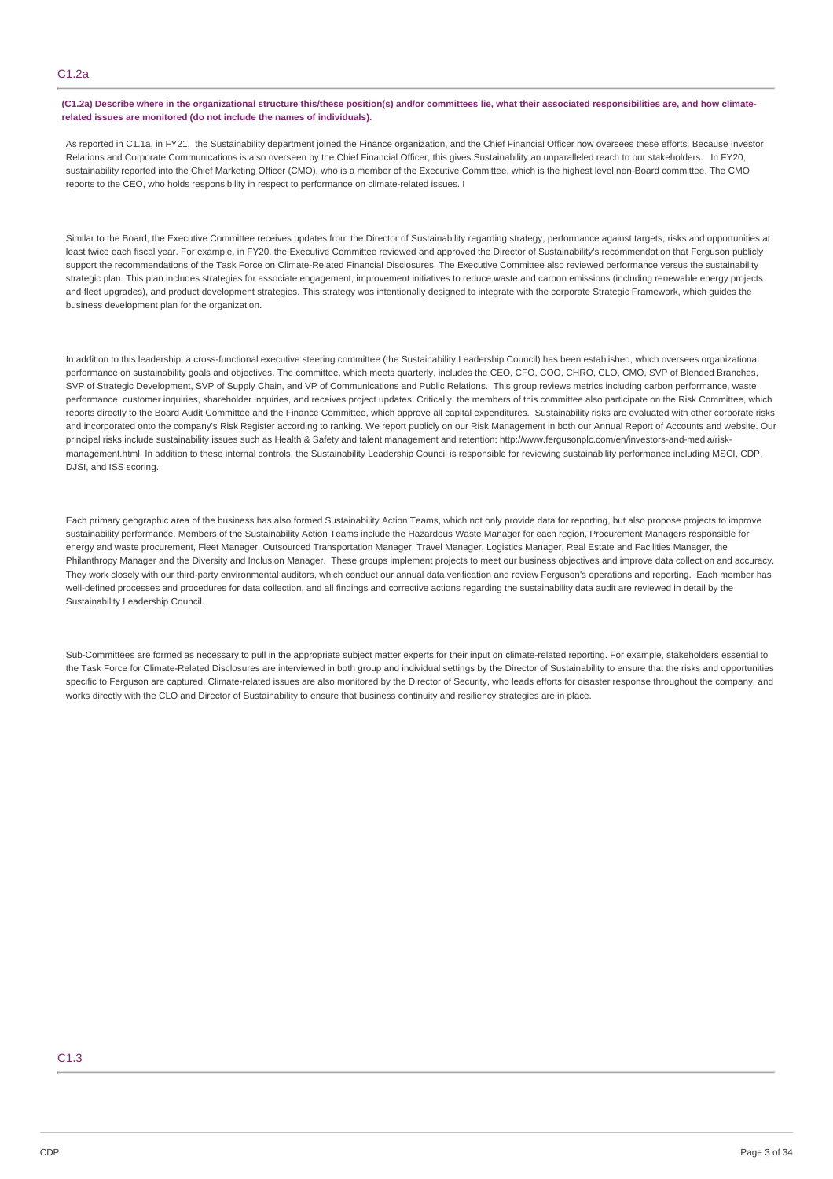## C1.2a

**(C1.2a) Describe where in the organizational structure this/these position(s) and/or committees lie, what their associated responsibilities are, and how climate-related issues are monitored (do not include the names of individuals).**

As reported in C1.1a, in FY21, the Sustainability department joined the Finance organization, and the Chief Financial Officer now oversees these efforts. Because Investor Relations and Corporate Communications is also overseen by the Chief Financial Officer, this gives Sustainability an unparalleled reach to our stakeholders. In FY20, sustainability reported into the Chief Marketing Officer (CMO), who is a member of the Executive Committee, which is the highest level non-Board committee. The CMO reports to the CEO, who holds responsibility in respect to performance on climate-related issues. I

Similar to the Board, the Executive Committee receives updates from the Director of Sustainability regarding strategy, performance against targets, risks and opportunities at least twice each fiscal year. For example, in FY20, the Executive Committee reviewed and approved the Director of Sustainability's recommendation that Ferguson publicly support the recommendations of the Task Force on Climate-Related Financial Disclosures. The Executive Committee also reviewed performance versus the sustainability strategic plan. This plan includes strategies for associate engagement, improvement initiatives to reduce waste and carbon emissions (including renewable energy projects and fleet upgrades), and product development strategies. This strategy was intentionally designed to integrate with the corporate Strategic Framework, which guides the business development plan for the organization.

In addition to this leadership, a cross-functional executive steering committee (the Sustainability Leadership Council) has been established, which oversees organizational performance on sustainability goals and objectives. The committee, which meets quarterly, includes the CEO, CFO, COO, CHRO, CLO, CMO, SVP of Blended Branches, SVP of Strategic Development, SVP of Supply Chain, and VP of Communications and Public Relations. This group reviews metrics including carbon performance, waste performance, customer inquiries, shareholder inquiries, and receives project updates. Critically, the members of this committee also participate on the Risk Committee, which reports directly to the Board Audit Committee and the Finance Committee, which approve all capital expenditures. Sustainability risks are evaluated with other corporate risks and incorporated onto the company's Risk Register according to ranking. We report publicly on our Risk Management in both our Annual Report of Accounts and website. Our principal risks include sustainability issues such as Health & Safety and talent management and retention: http://www.fergusonplc.com/en/investors-and-media/risk-management.html. In addition to these internal controls, the Sustainability Leadership Council is responsible for reviewing sustainability performance including MSCI, CDP, DJSI, and ISS scoring.

Each primary geographic area of the business has also formed Sustainability Action Teams, which not only provide data for reporting, but also propose projects to improve sustainability performance. Members of the Sustainability Action Teams include the Hazardous Waste Manager for each region, Procurement Managers responsible for energy and waste procurement, Fleet Manager, Outsourced Transportation Manager, Travel Manager, Logistics Manager, Real Estate and Facilities Manager, the Philanthropy Manager and the Diversity and Inclusion Manager. These groups implement projects to meet our business objectives and improve data collection and accuracy. They work closely with our third-party environmental auditors, which conduct our annual data verification and review Ferguson's operations and reporting. Each member has well-defined processes and procedures for data collection, and all findings and corrective actions regarding the sustainability data audit are reviewed in detail by the Sustainability Leadership Council.

Sub-Committees are formed as necessary to pull in the appropriate subject matter experts for their input on climate-related reporting. For example, stakeholders essential to the Task Force for Climate-Related Disclosures are interviewed in both group and individual settings by the Director of Sustainability to ensure that the risks and opportunities specific to Ferguson are captured. Climate-related issues are also monitored by the Director of Security, who leads efforts for disaster response throughout the company, and works directly with the CLO and Director of Sustainability to ensure that business continuity and resiliency strategies are in place.

## C1.3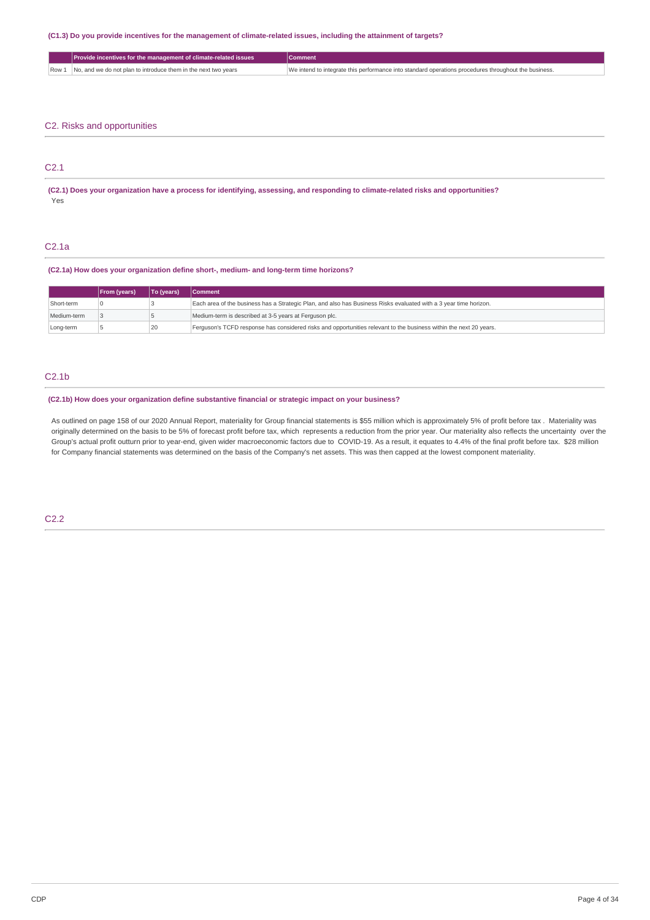**(C1.3) Do you provide incentives for the management of climate-related issues, including the attainment of targets?**

| | Provide incentives for the management of climate-related issues | Comment |
|---|---|---|
| Row 1 | No, and we do not plan to introduce them in the next two years | We intend to integrate this performance into standard operations procedures throughout the business. |

## C2. Risks and opportunities

### C2.1

**(C2.1) Does your organization have a process for identifying, assessing, and responding to climate-related risks and opportunities?**

Yes

### C2.1a

**(C2.1a) How does your organization define short-, medium- and long-term time horizons?**

| | From (years) | To (years) | Comment |
|---|---|---|---|
| Short-term | 0 | 3 | Each area of the business has a Strategic Plan, and also has Business Risks evaluated with a 3 year time horizon. |
| Medium-term | 3 | 5 | Medium-term is described at 3-5 years at Ferguson plc. |
| Long-term | 5 | 20 | Ferguson's TCFD response has considered risks and opportunities relevant to the business within the next 20 years. |

### C2.1b

**(C2.1b) How does your organization define substantive financial or strategic impact on your business?**

As outlined on page 158 of our 2020 Annual Report, materiality for Group financial statements is $55 million which is approximately 5% of profit before tax . Materiality was originally determined on the basis to be 5% of forecast profit before tax, which represents a reduction from the prior year. Our materiality also reflects the uncertainty over the Group's actual profit outturn prior to year-end, given wider macroeconomic factors due to COVID-19. As a result, it equates to 4.4% of the final profit before tax. $28 million for Company financial statements was determined on the basis of the Company's net assets. This was then capped at the lowest component materiality.

### C2.2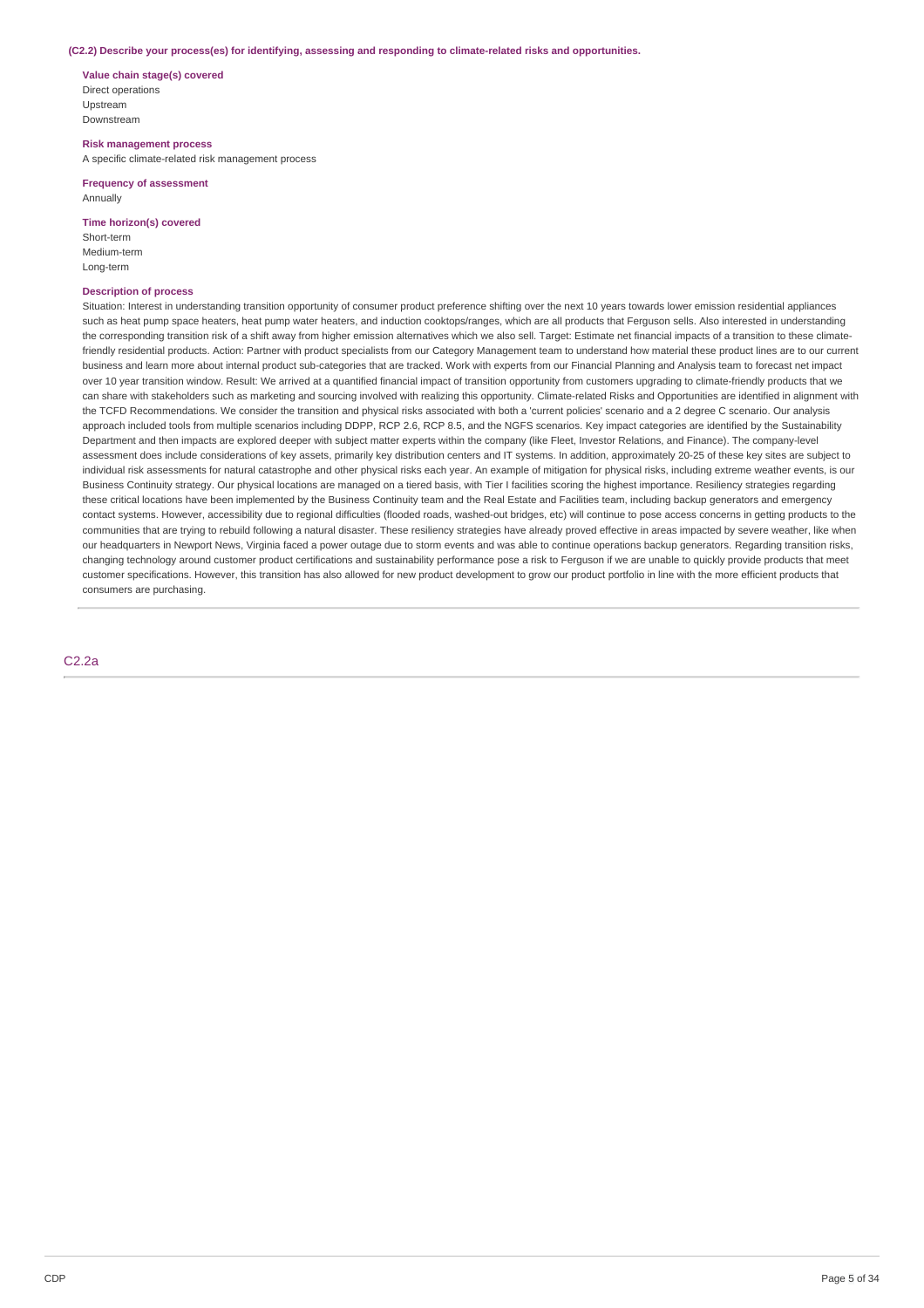**(C2.2) Describe your process(es) for identifying, assessing and responding to climate-related risks and opportunities.**

**Value chain stage(s) covered**

Direct operations
Upstream
Downstream

**Risk management process**

A specific climate-related risk management process

**Frequency of assessment**

Annually

**Time horizon(s) covered**

Short-term
Medium-term
Long-term

**Description of process**

Situation: Interest in understanding transition opportunity of consumer product preference shifting over the next 10 years towards lower emission residential appliances such as heat pump space heaters, heat pump water heaters, and induction cooktops/ranges, which are all products that Ferguson sells. Also interested in understanding the corresponding transition risk of a shift away from higher emission alternatives which we also sell. Target: Estimate net financial impacts of a transition to these climate-friendly residential products. Action: Partner with product specialists from our Category Management team to understand how material these product lines are to our current business and learn more about internal product sub-categories that are tracked. Work with experts from our Financial Planning and Analysis team to forecast net impact over 10 year transition window. Result: We arrived at a quantified financial impact of transition opportunity from customers upgrading to climate-friendly products that we can share with stakeholders such as marketing and sourcing involved with realizing this opportunity. Climate-related Risks and Opportunities are identified in alignment with the TCFD Recommendations. We consider the transition and physical risks associated with both a 'current policies' scenario and a 2 degree C scenario. Our analysis approach included tools from multiple scenarios including DDPP, RCP 2.6, RCP 8.5, and the NGFS scenarios. Key impact categories are identified by the Sustainability Department and then impacts are explored deeper with subject matter experts within the company (like Fleet, Investor Relations, and Finance). The company-level assessment does include considerations of key assets, primarily key distribution centers and IT systems. In addition, approximately 20-25 of these key sites are subject to individual risk assessments for natural catastrophe and other physical risks each year. An example of mitigation for physical risks, including extreme weather events, is our Business Continuity strategy. Our physical locations are managed on a tiered basis, with Tier I facilities scoring the highest importance. Resiliency strategies regarding these critical locations have been implemented by the Business Continuity team and the Real Estate and Facilities team, including backup generators and emergency contact systems. However, accessibility due to regional difficulties (flooded roads, washed-out bridges, etc) will continue to pose access concerns in getting products to the communities that are trying to rebuild following a natural disaster. These resiliency strategies have already proved effective in areas impacted by severe weather, like when our headquarters in Newport News, Virginia faced a power outage due to storm events and was able to continue operations backup generators. Regarding transition risks, changing technology around customer product certifications and sustainability performance pose a risk to Ferguson if we are unable to quickly provide products that meet customer specifications. However, this transition has also allowed for new product development to grow our product portfolio in line with the more efficient products that consumers are purchasing.

## C2.2a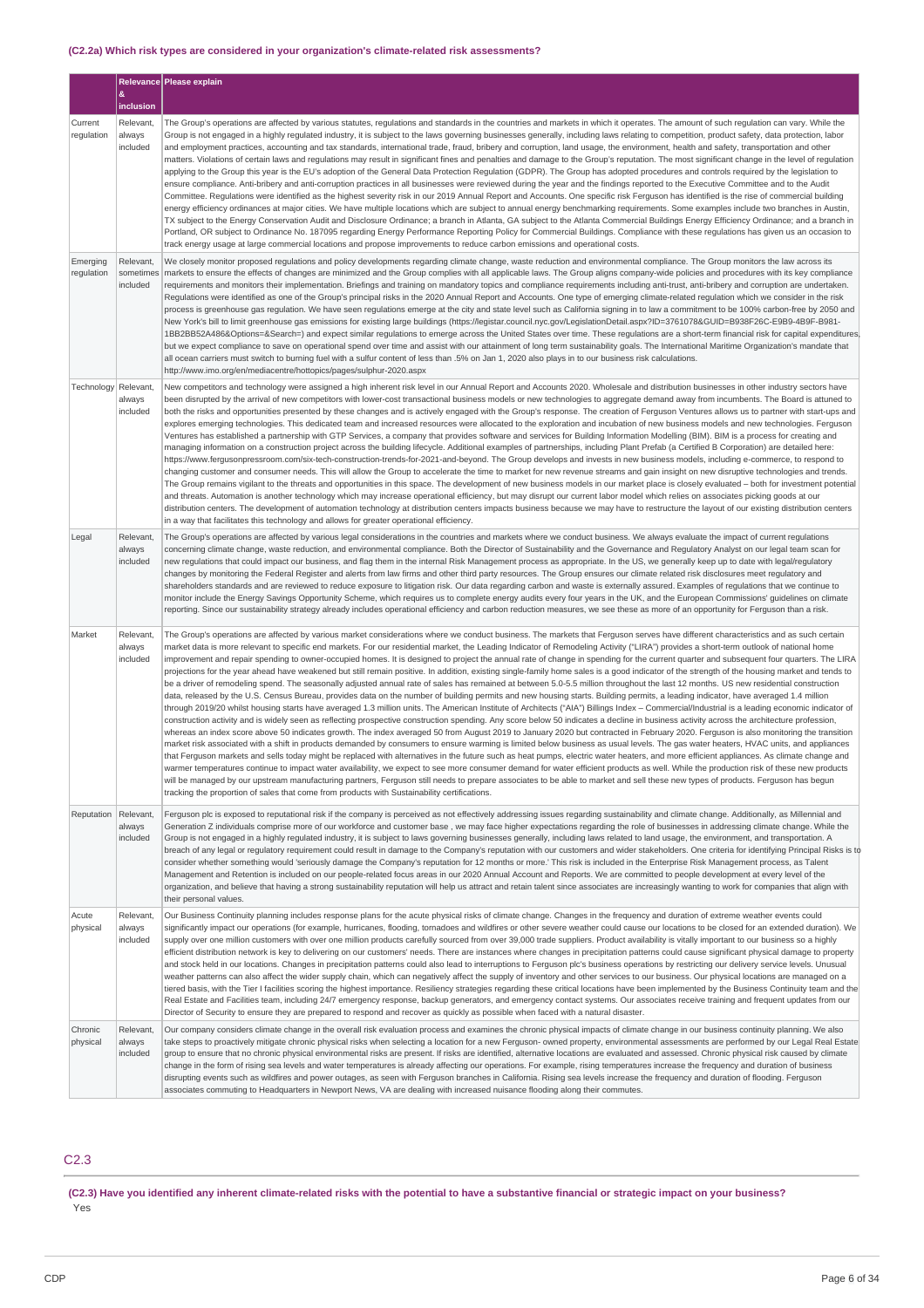### (C2.2a) Which risk types are considered in your organization's climate-related risk assessments?

| | Relevance & inclusion | Please explain |
|---|---|---|
| Current regulation | Relevant, always included | The Group's operations are affected by various statutes, regulations and standards in the countries and markets in which it operates. The amount of such regulation can vary. While the Group is not engaged in a highly regulated industry, it is subject to the laws governing businesses generally, including laws relating to competition, product safety, data protection, labor and employment practices, accounting and tax standards, international trade, fraud, bribery and corruption, land usage, the environment, health and safety, transportation and other matters. Violations of certain laws and regulations may result in significant fines and penalties and damage to the Group's reputation. The most significant change in the level of regulation applying to the Group this year is the EU's adoption of the General Data Protection Regulation (GDPR). The Group has adopted procedures and controls required by the legislation to ensure compliance. Anti-bribery and anti-corruption practices in all businesses were reviewed during the year and the findings reported to the Executive Committee and to the Audit Committee. Regulations were identified as the highest severity risk in our 2019 Annual Report and Accounts. One specific risk Ferguson has identified is the rise of commercial building energy efficiency ordinances at major cities. We have multiple locations which are subject to annual energy benchmarking requirements. Some examples include two branches in Austin, TX subject to the Energy Conservation Audit and Disclosure Ordinance; a branch in Atlanta, GA subject to the Atlanta Commercial Buildings Energy Efficiency Ordinance; and a branch in Portland, OR subject to Ordinance No. 187095 regarding Energy Performance Reporting Policy for Commercial Buildings. Compliance with these regulations has given us an occasion to track energy usage at large commercial locations and propose improvements to reduce carbon emissions and operational costs. |
| Emerging regulation | Relevant, sometimes included | We closely monitor proposed regulations and policy developments regarding climate change, waste reduction and environmental compliance. The Group monitors the law across its markets to ensure the effects of changes are minimized and the Group complies with all applicable laws. The Group aligns company-wide policies and procedures with its key compliance requirements and monitors their implementation. Briefings and training on mandatory topics and compliance requirements including anti-trust, anti-bribery and corruption are undertaken. Regulations were identified as one of the Group's principal risks in the 2020 Annual Report and Accounts. One type of emerging climate-related regulation which we consider in the risk process is greenhouse gas regulation. We have seen regulations emerge at the city and state level such as California signing in to law a commitment to be 100% carbon-free by 2050 and New York's bill to limit greenhouse gas emissions for existing large buildings (https://legistar.council.nyc.gov/LegislationDetail.aspx?ID=3761078&GUID=B938F26C-E9B9-4B9F-B981-1BB2BB52A486&Options=&Search=) and expect similar regulations to emerge across the United States over time. These regulations are a short-term financial risk for capital expenditures, but we expect compliance to save on operational spend over time and assist with our attainment of long term sustainability goals. The International Maritime Organization's mandate that all ocean carriers must switch to burning fuel with a sulfur content of less than .5% on Jan 1, 2020 also plays in to our business risk calculations. http://www.imo.org/en/mediacentre/hottopics/pages/sulphur-2020.aspx |
| Technology | Relevant, always included | New competitors and technology were assigned a high inherent risk level in our Annual Report and Accounts 2020. Wholesale and distribution businesses in other industry sectors have been disrupted by the arrival of new competitors with lower-cost transactional business models or new technologies to aggregate demand away from incumbents. The Board is attuned to both the risks and opportunities presented by these changes and is actively engaged with the Group's response. The creation of Ferguson Ventures allows us to partner with start-ups and explores emerging technologies. This dedicated team and increased resources were allocated to the exploration and incubation of new business models and new technologies. Ferguson Ventures has established a partnership with GTP Services, a company that provides software and services for Building Information Modelling (BIM). BIM is a process for creating and managing information on a construction project across the building lifecycle. Additional examples of partnerships, including Plant Prefab (a Certified B Corporation) are detailed here: https://www.fergusonpressroom.com/six-tech-construction-trends-for-2021-and-beyond. The Group develops and invests in new business models, including e-commerce, to respond to changing customer and consumer needs. This will allow the Group to accelerate the time to market for new revenue streams and gain insight on new disruptive technologies and trends. The Group remains vigilant to the threats and opportunities in this space. The development of new business models in our market place is closely evaluated – both for investment potential and threats. Automation is another technology which may increase operational efficiency, but may disrupt our current labor model which relies on associates picking goods at our distribution centers. The development of automation technology at distribution centers impacts business because we may have to restructure the layout of our existing distribution centers in a way that facilitates this technology and allows for greater operational efficiency. |
| Legal | Relevant, always included | The Group's operations are affected by various legal considerations in the countries and markets where we conduct business. We always evaluate the impact of current regulations concerning climate change, waste reduction, and environmental compliance. Both the Director of Sustainability and the Governance and Regulatory Analyst on our legal team scan for new regulations that could impact our business, and flag them in the internal Risk Management process as appropriate. In the US, we generally keep up to date with legal/regulatory changes by monitoring the Federal Register and alerts from law firms and other third party resources. The Group ensures our climate related risk disclosures meet regulatory and shareholders standards and are reviewed to reduce exposure to litigation risk. Our data regarding carbon and waste is externally assured. Examples of regulations that we continue to monitor include the Energy Savings Opportunity Scheme, which requires us to complete energy audits every four years in the UK, and the European Commissions' guidelines on climate reporting. Since our sustainability strategy already includes operational efficiency and carbon reduction measures, we see these as more of an opportunity for Ferguson than a risk. |
| Market | Relevant, always included | The Group's operations are affected by various market considerations where we conduct business. The markets that Ferguson serves have different characteristics and as such certain market data is more relevant to specific end markets. For our residential market, the Leading Indicator of Remodeling Activity ("LIRA") provides a short-term outlook of national home improvement and repair spending to owner-occupied homes. It is designed to project the annual rate of change in spending for the current quarter and subsequent four quarters. The LIRA projections for the year ahead have weakened but still remain positive. In addition, existing single-family home sales is a good indicator of the strength of the housing market and tends to be a driver of remodeling spend. The seasonally adjusted annual rate of sales has remained at between 5.0-5.5 million throughout the last 12 months. US new residential construction data, released by the U.S. Census Bureau, provides data on the number of building permits and new housing starts. Building permits, a leading indicator, have averaged 1.4 million through 2019/20 whilst housing starts have averaged 1.3 million units. The American Institute of Architects ("AIA") Billings Index – Commercial/Industrial is a leading economic indicator of construction activity and is widely seen as reflecting prospective construction spending. Any score below 50 indicates a decline in business activity across the architecture profession, whereas an index score above 50 indicates growth. The index averaged 50 from August 2019 to January 2020 but contracted in February 2020. Ferguson is also monitoring the transition market risk associated with a shift in products demanded by consumers to ensure warming is limited below business as usual levels. The gas water heaters, HVAC units, and appliances that Ferguson markets and sells today might be replaced with alternatives in the future such as heat pumps, electric water heaters, and more efficient appliances. As climate change and warmer temperatures continue to impact water availability, we expect to see more consumer demand for water efficient products as well. While the production risk of these new products will be managed by our upstream manufacturing partners, Ferguson still needs to prepare associates to be able to market and sell these new types of products. Ferguson has begun tracking the proportion of sales that come from products with Sustainability certifications. |
| Reputation | Relevant, always included | Ferguson plc is exposed to reputational risk if the company is perceived as not effectively addressing issues regarding sustainability and climate change. Additionally, as Millennial and Generation Z individuals comprise more of our workforce and customer base , we may face higher expectations regarding the role of businesses in addressing climate change. While the Group is not engaged in a highly regulated industry, it is subject to laws governing businesses generally, including laws related to land usage, the environment, and transportation. A breach of any legal or regulatory requirement could result in damage to the Company's reputation with our customers and wider stakeholders. One criteria for identifying Principal Risks is to consider whether something would 'seriously damage the Company's reputation for 12 months or more.' This risk is included in the Enterprise Risk Management process, as Talent Management and Retention is included on our people-related focus areas in our 2020 Annual Account and Reports. We are committed to people development at every level of the organization, and believe that having a strong sustainability reputation will help us attract and retain talent since associates are increasingly wanting to work for companies that align with their personal values. |
| Acute physical | Relevant, always included | Our Business Continuity planning includes response plans for the acute physical risks of climate change. Changes in the frequency and duration of extreme weather events could significantly impact our operations (for example, hurricanes, flooding, tornadoes and wildfires or other severe weather could cause our locations to be closed for an extended duration). We supply over one million customers with over one million products carefully sourced from over 39,000 trade suppliers. Product availability is vitally important to our business so a highly efficient distribution network is key to delivering on our customers' needs. There are instances where changes in precipitation patterns could cause significant physical damage to property and stock held in our locations. Changes in precipitation patterns could also lead to interruptions to Ferguson plc's business operations by restricting our delivery service levels. Unusual weather patterns can also affect the wider supply chain, which can negatively affect the supply of inventory and other services to our business. Our physical locations are managed on a tiered basis, with the Tier I facilities scoring the highest importance. Resiliency strategies regarding these critical locations have been implemented by the Business Continuity team and the Real Estate and Facilities team, including 24/7 emergency response, backup generators, and emergency contact systems. Our associates receive training and frequent updates from our Director of Security to ensure they are prepared to respond and recover as quickly as possible when faced with a natural disaster. |
| Chronic physical | Relevant, always included | Our company considers climate change in the overall risk evaluation process and examines the chronic physical impacts of climate change in our business continuity planning. We also take steps to proactively mitigate chronic physical risks when selecting a location for a new Ferguson- owned property, environmental assessments are performed by our Legal Real Estate group to ensure that no chronic physical environmental risks are present. If risks are identified, alternative locations are evaluated and assessed. Chronic physical risk caused by climate change in the form of rising sea levels and water temperatures is already affecting our operations. For example, rising temperatures increase the frequency and duration of business disrupting events such as wildfires and power outages, as seen with Ferguson branches in California. Rising sea levels increase the frequency and duration of flooding. Ferguson associates commuting to Headquarters in Newport News, VA are dealing with increased nuisance flooding along their commutes. |

## C2.3

**(C2.3) Have you identified any inherent climate-related risks with the potential to have a substantive financial or strategic impact on your business?**

Yes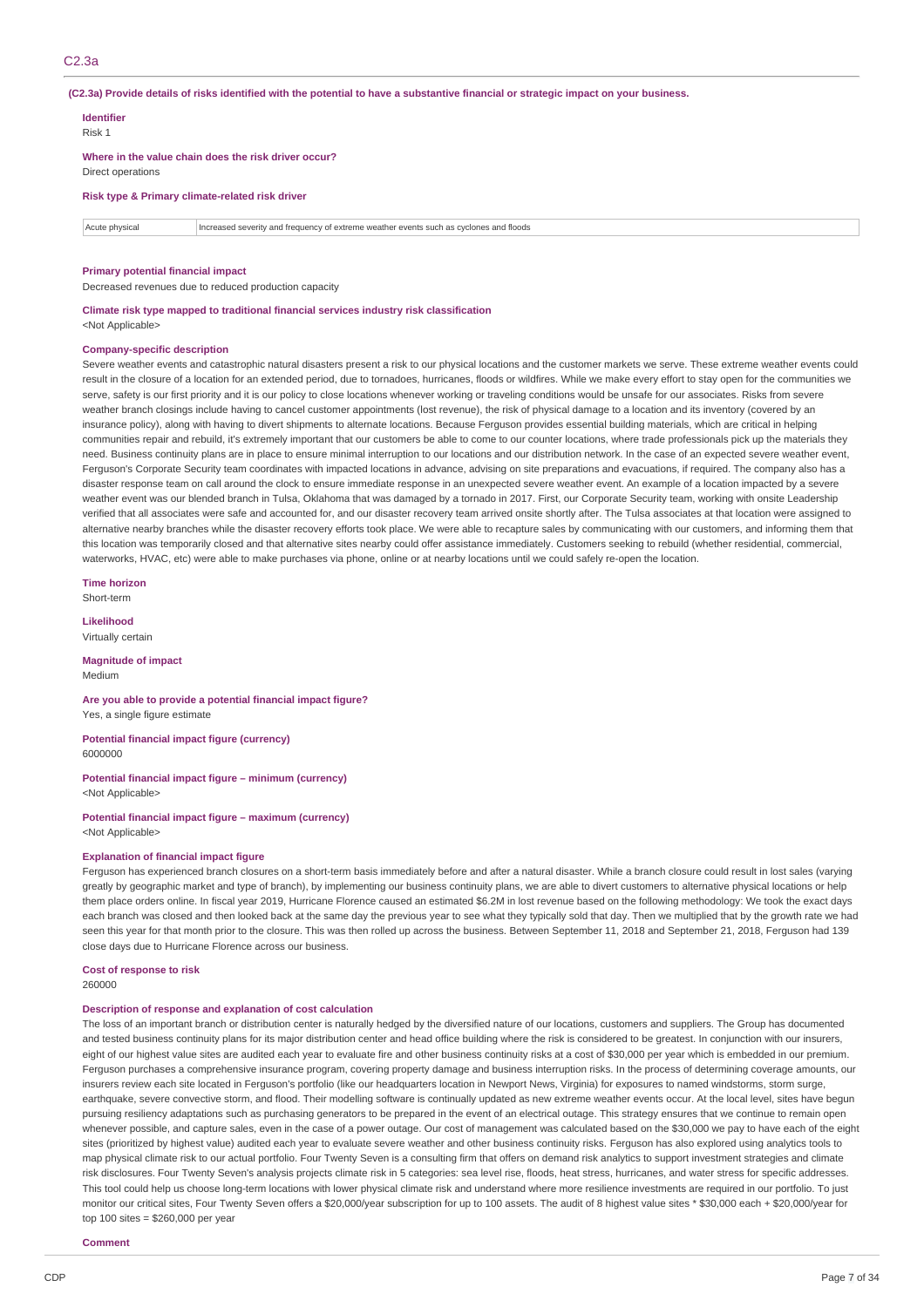## C2.3a

**(C2.3a) Provide details of risks identified with the potential to have a substantive financial or strategic impact on your business.**

**Identifier**

Risk 1

**Where in the value chain does the risk driver occur?**

Direct operations

**Risk type & Primary climate-related risk driver**

| Acute physical | Increased severity and frequency of extreme weather events such as cyclones and floods |
|---|---|

**Primary potential financial impact**

Decreased revenues due to reduced production capacity

**Climate risk type mapped to traditional financial services industry risk classification**

<Not Applicable>

**Company-specific description**

Severe weather events and catastrophic natural disasters present a risk to our physical locations and the customer markets we serve. These extreme weather events could result in the closure of a location for an extended period, due to tornadoes, hurricanes, floods or wildfires. While we make every effort to stay open for the communities we serve, safety is our first priority and it is our policy to close locations whenever working or traveling conditions would be unsafe for our associates. Risks from severe weather branch closings include having to cancel customer appointments (lost revenue), the risk of physical damage to a location and its inventory (covered by an insurance policy), along with having to divert shipments to alternate locations. Because Ferguson provides essential building materials, which are critical in helping communities repair and rebuild, it's extremely important that our customers be able to come to our counter locations, where trade professionals pick up the materials they need. Business continuity plans are in place to ensure minimal interruption to our locations and our distribution network. In the case of an expected severe weather event, Ferguson's Corporate Security team coordinates with impacted locations in advance, advising on site preparations and evacuations, if required. The company also has a disaster response team on call around the clock to ensure immediate response in an unexpected severe weather event. An example of a location impacted by a severe weather event was our blended branch in Tulsa, Oklahoma that was damaged by a tornado in 2017. First, our Corporate Security team, working with onsite Leadership verified that all associates were safe and accounted for, and our disaster recovery team arrived onsite shortly after. The Tulsa associates at that location were assigned to alternative nearby branches while the disaster recovery efforts took place. We were able to recapture sales by communicating with our customers, and informing them that this location was temporarily closed and that alternative sites nearby could offer assistance immediately. Customers seeking to rebuild (whether residential, commercial, waterworks, HVAC, etc) were able to make purchases via phone, online or at nearby locations until we could safely re-open the location.

**Time horizon**

Short-term

**Likelihood**

Virtually certain

**Magnitude of impact**

Medium

**Are you able to provide a potential financial impact figure?**

Yes, a single figure estimate

**Potential financial impact figure (currency)**

6000000

**Potential financial impact figure – minimum (currency)**

<Not Applicable>

**Potential financial impact figure – maximum (currency)**

<Not Applicable>

**Explanation of financial impact figure**

Ferguson has experienced branch closures on a short-term basis immediately before and after a natural disaster. While a branch closure could result in lost sales (varying greatly by geographic market and type of branch), by implementing our business continuity plans, we are able to divert customers to alternative physical locations or help them place orders online. In fiscal year 2019, Hurricane Florence caused an estimated $6.2M in lost revenue based on the following methodology: We took the exact days each branch was closed and then looked back at the same day the previous year to see what they typically sold that day. Then we multiplied that by the growth rate we had seen this year for that month prior to the closure. This was then rolled up across the business. Between September 11, 2018 and September 21, 2018, Ferguson had 139 close days due to Hurricane Florence across our business.

**Cost of response to risk**

260000

**Description of response and explanation of cost calculation**

The loss of an important branch or distribution center is naturally hedged by the diversified nature of our locations, customers and suppliers. The Group has documented and tested business continuity plans for its major distribution center and head office building where the risk is considered to be greatest. In conjunction with our insurers, eight of our highest value sites are audited each year to evaluate fire and other business continuity risks at a cost of $30,000 per year which is embedded in our premium. Ferguson purchases a comprehensive insurance program, covering property damage and business interruption risks. In the process of determining coverage amounts, our insurers review each site located in Ferguson's portfolio (like our headquarters location in Newport News, Virginia) for exposures to named windstorms, storm surge, earthquake, severe convective storm, and flood. Their modelling software is continually updated as new extreme weather events occur. At the local level, sites have begun pursuing resiliency adaptations such as purchasing generators to be prepared in the event of an electrical outage. This strategy ensures that we continue to remain open whenever possible, and capture sales, even in the case of a power outage. Our cost of management was calculated based on the $30,000 we pay to have each of the eight sites (prioritized by highest value) audited each year to evaluate severe weather and other business continuity risks. Ferguson has also explored using analytics tools to map physical climate risk to our actual portfolio. Four Twenty Seven is a consulting firm that offers on demand risk analytics to support investment strategies and climate risk disclosures. Four Twenty Seven's analysis projects climate risk in 5 categories: sea level rise, floods, heat stress, hurricanes, and water stress for specific addresses. This tool could help us choose long-term locations with lower physical climate risk and understand where more resilience investments are required in our portfolio. To just monitor our critical sites, Four Twenty Seven offers a $20,000/year subscription for up to 100 assets. The audit of 8 highest value sites * $30,000 each + $20,000/year for top 100 sites = $260,000 per year

**Comment**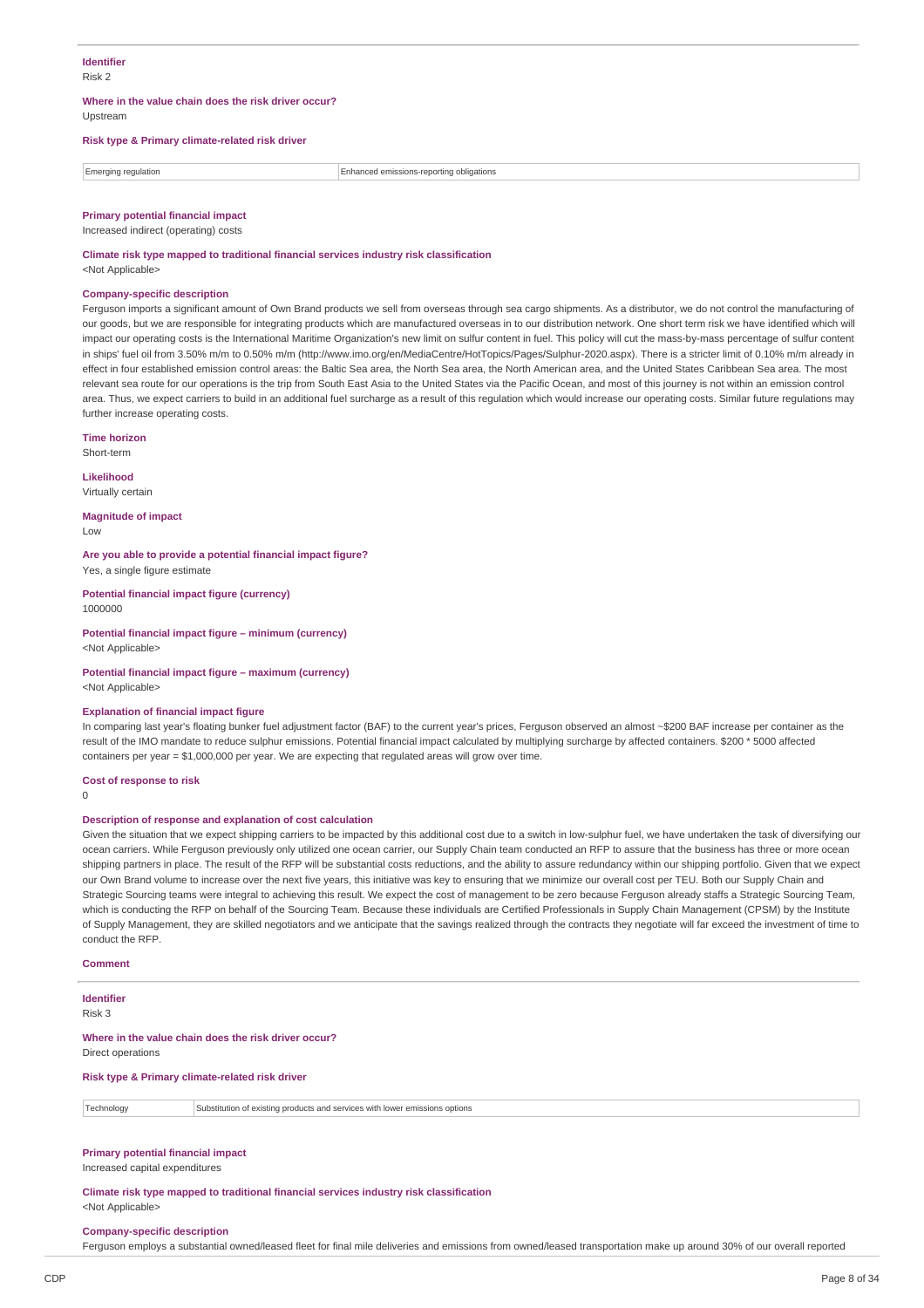**Identifier**

Risk 2

**Where in the value chain does the risk driver occur?**

Upstream

**Risk type & Primary climate-related risk driver**

| Emerging regulation | Enhanced emissions-reporting obligations |
|---|---|

**Primary potential financial impact**

Increased indirect (operating) costs

**Climate risk type mapped to traditional financial services industry risk classification**

<Not Applicable>

**Company-specific description**

Ferguson imports a significant amount of Own Brand products we sell from overseas through sea cargo shipments. As a distributor, we do not control the manufacturing of our goods, but we are responsible for integrating products which are manufactured overseas in to our distribution network. One short term risk we have identified which will impact our operating costs is the International Maritime Organization's new limit on sulfur content in fuel. This policy will cut the mass-by-mass percentage of sulfur content in ships' fuel oil from 3.50% m/m to 0.50% m/m (http://www.imo.org/en/MediaCentre/HotTopics/Pages/Sulphur-2020.aspx). There is a stricter limit of 0.10% m/m already in effect in four established emission control areas: the Baltic Sea area, the North Sea area, the North American area, and the United States Caribbean Sea area. The most relevant sea route for our operations is the trip from South East Asia to the United States via the Pacific Ocean, and most of this journey is not within an emission control area. Thus, we expect carriers to build in an additional fuel surcharge as a result of this regulation which would increase our operating costs. Similar future regulations may further increase operating costs.

**Time horizon**

Short-term

**Likelihood**

Virtually certain

**Magnitude of impact**

Low

**Are you able to provide a potential financial impact figure?**

Yes, a single figure estimate

**Potential financial impact figure (currency)**

1000000

**Potential financial impact figure – minimum (currency)**

<Not Applicable>

**Potential financial impact figure – maximum (currency)**

<Not Applicable>

**Explanation of financial impact figure**

In comparing last year's floating bunker fuel adjustment factor (BAF) to the current year's prices, Ferguson observed an almost ~$200 BAF increase per container as the result of the IMO mandate to reduce sulphur emissions. Potential financial impact calculated by multiplying surcharge by affected containers. $200 * 5000 affected containers per year = $1,000,000 per year. We are expecting that regulated areas will grow over time.

**Cost of response to risk**

0

**Description of response and explanation of cost calculation**

Given the situation that we expect shipping carriers to be impacted by this additional cost due to a switch in low-sulphur fuel, we have undertaken the task of diversifying our ocean carriers. While Ferguson previously only utilized one ocean carrier, our Supply Chain team conducted an RFP to assure that the business has three or more ocean shipping partners in place. The result of the RFP will be substantial costs reductions, and the ability to assure redundancy within our shipping portfolio. Given that we expect our Own Brand volume to increase over the next five years, this initiative was key to ensuring that we minimize our overall cost per TEU. Both our Supply Chain and Strategic Sourcing teams were integral to achieving this result. We expect the cost of management to be zero because Ferguson already staffs a Strategic Sourcing Team, which is conducting the RFP on behalf of the Sourcing Team. Because these individuals are Certified Professionals in Supply Chain Management (CPSM) by the Institute of Supply Management, they are skilled negotiators and we anticipate that the savings realized through the contracts they negotiate will far exceed the investment of time to conduct the RFP.

**Comment**

**Identifier**

Risk 3

**Where in the value chain does the risk driver occur?**

Direct operations

**Risk type & Primary climate-related risk driver**

| Technology | Substitution of existing products and services with lower emissions options |
|---|---|

**Primary potential financial impact**

Increased capital expenditures

**Climate risk type mapped to traditional financial services industry risk classification**

<Not Applicable>

**Company-specific description**

Ferguson employs a substantial owned/leased fleet for final mile deliveries and emissions from owned/leased transportation make up around 30% of our overall reported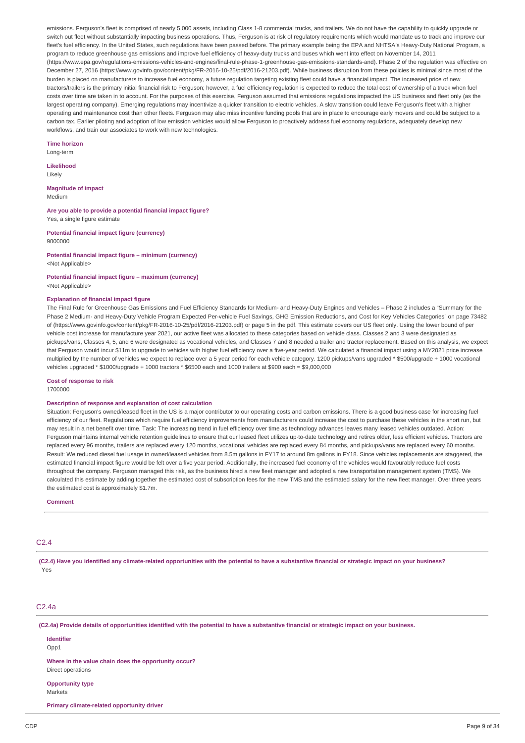emissions. Ferguson's fleet is comprised of nearly 5,000 assets, including Class 1-8 commercial trucks, and trailers. We do not have the capability to quickly upgrade or switch out fleet without substantially impacting business operations. Thus, Ferguson is at risk of regulatory requirements which would mandate us to track and improve our fleet's fuel efficiency. In the United States, such regulations have been passed before. The primary example being the EPA and NHTSA's Heavy-Duty National Program, a program to reduce greenhouse gas emissions and improve fuel efficiency of heavy-duty trucks and buses which went into effect on November 14, 2011 (https://www.epa.gov/regulations-emissions-vehicles-and-engines/final-rule-phase-1-greenhouse-gas-emissions-standards-and). Phase 2 of the regulation was effective on December 27, 2016 (https://www.govinfo.gov/content/pkg/FR-2016-10-25/pdf/2016-21203.pdf). While business disruption from these policies is minimal since most of the burden is placed on manufacturers to increase fuel economy, a future regulation targeting existing fleet could have a financial impact. The increased price of new tractors/trailers is the primary initial financial risk to Ferguson; however, a fuel efficiency regulation is expected to reduce the total cost of ownership of a truck when fuel costs over time are taken in to account. For the purposes of this exercise, Ferguson assumed that emissions regulations impacted the US business and fleet only (as the largest operating company). Emerging regulations may incentivize a quicker transition to electric vehicles. A slow transition could leave Ferguson's fleet with a higher operating and maintenance cost than other fleets. Ferguson may also miss incentive funding pools that are in place to encourage early movers and could be subject to a carbon tax. Earlier piloting and adoption of low emission vehicles would allow Ferguson to proactively address fuel economy regulations, adequately develop new workflows, and train our associates to work with new technologies.

**Time horizon**
Long-term

**Likelihood**
Likely

**Magnitude of impact**
Medium

**Are you able to provide a potential financial impact figure?**
Yes, a single figure estimate

**Potential financial impact figure (currency)**
9000000

**Potential financial impact figure – minimum (currency)**
<Not Applicable>

**Potential financial impact figure – maximum (currency)**
<Not Applicable>

**Explanation of financial impact figure**
The Final Rule for Greenhouse Gas Emissions and Fuel Efficiency Standards for Medium- and Heavy-Duty Engines and Vehicles – Phase 2 includes a "Summary for the Phase 2 Medium- and Heavy-Duty Vehicle Program Expected Per-vehicle Fuel Savings, GHG Emission Reductions, and Cost for Key Vehicles Categories" on page 73482 of (https://www.govinfo.gov/content/pkg/FR-2016-10-25/pdf/2016-21203.pdf) or page 5 in the pdf. This estimate covers our US fleet only. Using the lower bound of per vehicle cost increase for manufacture year 2021, our active fleet was allocated to these categories based on vehicle class. Classes 2 and 3 were designated as pickups/vans, Classes 4, 5, and 6 were designated as vocational vehicles, and Classes 7 and 8 needed a trailer and tractor replacement. Based on this analysis, we expect that Ferguson would incur $11m to upgrade to vehicles with higher fuel efficiency over a five-year period. We calculated a financial impact using a MY2021 price increase multiplied by the number of vehicles we expect to replace over a 5 year period for each vehicle category. 1200 pickups/vans upgraded * $500/upgrade + 1000 vocational vehicles upgraded * $1000/upgrade + 1000 tractors * $6500 each and 1000 trailers at $900 each = $9,000,000

**Cost of response to risk**
1700000

**Description of response and explanation of cost calculation**
Situation: Ferguson's owned/leased fleet in the US is a major contributor to our operating costs and carbon emissions. There is a good business case for increasing fuel efficiency of our fleet. Regulations which require fuel efficiency improvements from manufacturers could increase the cost to purchase these vehicles in the short run, but may result in a net benefit over time. Task: The increasing trend in fuel efficiency over time as technology advances leaves many leased vehicles outdated. Action: Ferguson maintains internal vehicle retention guidelines to ensure that our leased fleet utilizes up-to-date technology and retires older, less efficient vehicles. Tractors are replaced every 96 months, trailers are replaced every 120 months, vocational vehicles are replaced every 84 months, and pickups/vans are replaced every 60 months. Result: We reduced diesel fuel usage in owned/leased vehicles from 8.5m gallons in FY17 to around 8m gallons in FY18. Since vehicles replacements are staggered, the estimated financial impact figure would be felt over a five year period. Additionally, the increased fuel economy of the vehicles would favourably reduce fuel costs throughout the company. Ferguson managed this risk, as the business hired a new fleet manager and adopted a new transportation management system (TMS). We calculated this estimate by adding together the estimated cost of subscription fees for the new TMS and the estimated salary for the new fleet manager. Over three years the estimated cost is approximately $1.7m.

**Comment**

## C2.4

**(C2.4) Have you identified any climate-related opportunities with the potential to have a substantive financial or strategic impact on your business?**
Yes

## C2.4a

**(C2.4a) Provide details of opportunities identified with the potential to have a substantive financial or strategic impact on your business.**

**Identifier**
Opp1

**Where in the value chain does the opportunity occur?**
Direct operations

**Opportunity type**
Markets

**Primary climate-related opportunity driver**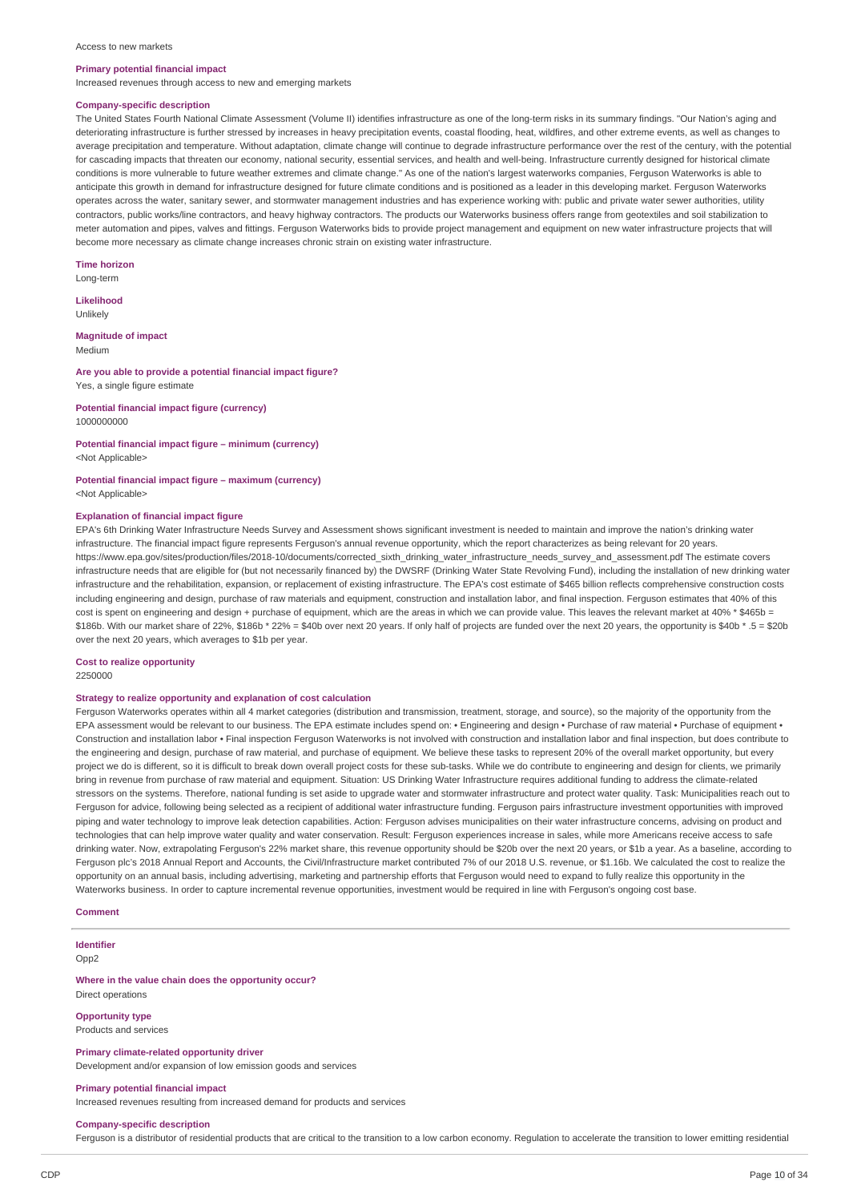Access to new markets

**Primary potential financial impact**

Increased revenues through access to new and emerging markets

**Company-specific description**

The United States Fourth National Climate Assessment (Volume II) identifies infrastructure as one of the long-term risks in its summary findings. "Our Nation's aging and deteriorating infrastructure is further stressed by increases in heavy precipitation events, coastal flooding, heat, wildfires, and other extreme events, as well as changes to average precipitation and temperature. Without adaptation, climate change will continue to degrade infrastructure performance over the rest of the century, with the potential for cascading impacts that threaten our economy, national security, essential services, and health and well-being. Infrastructure currently designed for historical climate conditions is more vulnerable to future weather extremes and climate change." As one of the nation's largest waterworks companies, Ferguson Waterworks is able to anticipate this growth in demand for infrastructure designed for future climate conditions and is positioned as a leader in this developing market. Ferguson Waterworks operates across the water, sanitary sewer, and stormwater management industries and has experience working with: public and private water sewer authorities, utility contractors, public works/line contractors, and heavy highway contractors. The products our Waterworks business offers range from geotextiles and soil stabilization to meter automation and pipes, valves and fittings. Ferguson Waterworks bids to provide project management and equipment on new water infrastructure projects that will become more necessary as climate change increases chronic strain on existing water infrastructure.

**Time horizon**

Long-term

**Likelihood**

Unlikely

**Magnitude of impact**

Medium

**Are you able to provide a potential financial impact figure?**

Yes, a single figure estimate

**Potential financial impact figure (currency)**

1000000000

**Potential financial impact figure – minimum (currency)**

<Not Applicable>

**Potential financial impact figure – maximum (currency)**

<Not Applicable>

**Explanation of financial impact figure**

EPA's 6th Drinking Water Infrastructure Needs Survey and Assessment shows significant investment is needed to maintain and improve the nation's drinking water infrastructure. The financial impact figure represents Ferguson's annual revenue opportunity, which the report characterizes as being relevant for 20 years. https://www.epa.gov/sites/production/files/2018-10/documents/corrected_sixth_drinking_water_infrastructure_needs_survey_and_assessment.pdf The estimate covers infrastructure needs that are eligible for (but not necessarily financed by) the DWSRF (Drinking Water State Revolving Fund), including the installation of new drinking water infrastructure and the rehabilitation, expansion, or replacement of existing infrastructure. The EPA's cost estimate of $465 billion reflects comprehensive construction costs including engineering and design, purchase of raw materials and equipment, construction and installation labor, and final inspection. Ferguson estimates that 40% of this cost is spent on engineering and design + purchase of equipment, which are the areas in which we can provide value. This leaves the relevant market at 40% * $465b = $186b. With our market share of 22%, $186b * 22% = $40b over next 20 years. If only half of projects are funded over the next 20 years, the opportunity is $40b * .5 = $20b over the next 20 years, which averages to $1b per year.

**Cost to realize opportunity**

2250000

**Strategy to realize opportunity and explanation of cost calculation**

Ferguson Waterworks operates within all 4 market categories (distribution and transmission, treatment, storage, and source), so the majority of the opportunity from the EPA assessment would be relevant to our business. The EPA estimate includes spend on: • Engineering and design • Purchase of raw material • Purchase of equipment • Construction and installation labor • Final inspection Ferguson Waterworks is not involved with construction and installation labor and final inspection, but does contribute to the engineering and design, purchase of raw material, and purchase of equipment. We believe these tasks to represent 20% of the overall market opportunity, but every project we do is different, so it is difficult to break down overall project costs for these sub-tasks. While we do contribute to engineering and design for clients, we primarily bring in revenue from purchase of raw material and equipment. Situation: US Drinking Water Infrastructure requires additional funding to address the climate-related stressors on the systems. Therefore, national funding is set aside to upgrade water and stormwater infrastructure and protect water quality. Task: Municipalities reach out to Ferguson for advice, following being selected as a recipient of additional water infrastructure funding. Ferguson pairs infrastructure investment opportunities with improved piping and water technology to improve leak detection capabilities. Action: Ferguson advises municipalities on their water infrastructure concerns, advising on product and technologies that can help improve water quality and water conservation. Result: Ferguson experiences increase in sales, while more Americans receive access to safe drinking water. Now, extrapolating Ferguson's 22% market share, this revenue opportunity should be $20b over the next 20 years, or $1b a year. As a baseline, according to Ferguson plc's 2018 Annual Report and Accounts, the Civil/Infrastructure market contributed 7% of our 2018 U.S. revenue, or $1.16b. We calculated the cost to realize the opportunity on an annual basis, including advertising, marketing and partnership efforts that Ferguson would need to expand to fully realize this opportunity in the Waterworks business. In order to capture incremental revenue opportunities, investment would be required in line with Ferguson's ongoing cost base.

**Comment**

**Identifier**

Opp2

**Where in the value chain does the opportunity occur?**

Direct operations

**Opportunity type**

Products and services

**Primary climate-related opportunity driver**

Development and/or expansion of low emission goods and services

**Primary potential financial impact**

Increased revenues resulting from increased demand for products and services

**Company-specific description**

Ferguson is a distributor of residential products that are critical to the transition to a low carbon economy. Regulation to accelerate the transition to lower emitting residential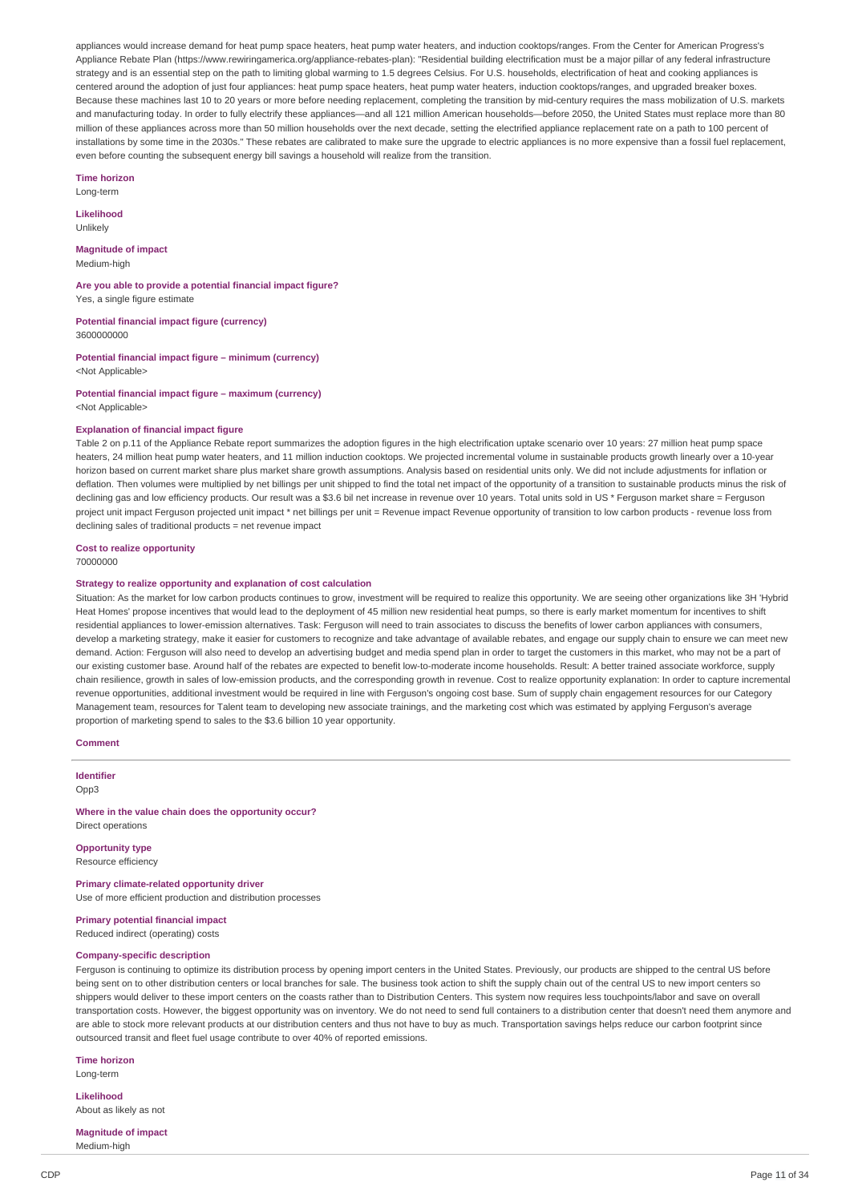appliances would increase demand for heat pump space heaters, heat pump water heaters, and induction cooktops/ranges. From the Center for American Progress's Appliance Rebate Plan (https://www.rewiringamerica.org/appliance-rebates-plan): "Residential building electrification must be a major pillar of any federal infrastructure strategy and is an essential step on the path to limiting global warming to 1.5 degrees Celsius. For U.S. households, electrification of heat and cooking appliances is centered around the adoption of just four appliances: heat pump space heaters, heat pump water heaters, induction cooktops/ranges, and upgraded breaker boxes. Because these machines last 10 to 20 years or more before needing replacement, completing the transition by mid-century requires the mass mobilization of U.S. markets and manufacturing today. In order to fully electrify these appliances—and all 121 million American households—before 2050, the United States must replace more than 80 million of these appliances across more than 50 million households over the next decade, setting the electrified appliance replacement rate on a path to 100 percent of installations by some time in the 2030s." These rebates are calibrated to make sure the upgrade to electric appliances is no more expensive than a fossil fuel replacement, even before counting the subsequent energy bill savings a household will realize from the transition.

**Time horizon**
Long-term

**Likelihood**
Unlikely

**Magnitude of impact**
Medium-high

**Are you able to provide a potential financial impact figure?**
Yes, a single figure estimate

**Potential financial impact figure (currency)**
3600000000

**Potential financial impact figure – minimum (currency)**
<Not Applicable>

**Potential financial impact figure – maximum (currency)**
<Not Applicable>

**Explanation of financial impact figure**
Table 2 on p.11 of the Appliance Rebate report summarizes the adoption figures in the high electrification uptake scenario over 10 years: 27 million heat pump space heaters, 24 million heat pump water heaters, and 11 million induction cooktops. We projected incremental volume in sustainable products growth linearly over a 10-year horizon based on current market share plus market share growth assumptions. Analysis based on residential units only. We did not include adjustments for inflation or deflation. Then volumes were multiplied by net billings per unit shipped to find the total net impact of the opportunity of a transition to sustainable products minus the risk of declining gas and low efficiency products. Our result was a $3.6 bil net increase in revenue over 10 years. Total units sold in US * Ferguson market share = Ferguson project unit impact Ferguson projected unit impact * net billings per unit = Revenue impact Revenue opportunity of transition to low carbon products - revenue loss from declining sales of traditional products = net revenue impact

**Cost to realize opportunity**
70000000

**Strategy to realize opportunity and explanation of cost calculation**
Situation: As the market for low carbon products continues to grow, investment will be required to realize this opportunity. We are seeing other organizations like 3H 'Hybrid Heat Homes' propose incentives that would lead to the deployment of 45 million new residential heat pumps, so there is early market momentum for incentives to shift residential appliances to lower-emission alternatives. Task: Ferguson will need to train associates to discuss the benefits of lower carbon appliances with consumers, develop a marketing strategy, make it easier for customers to recognize and take advantage of available rebates, and engage our supply chain to ensure we can meet new demand. Action: Ferguson will also need to develop an advertising budget and media spend plan in order to target the customers in this market, who may not be a part of our existing customer base. Around half of the rebates are expected to benefit low-to-moderate income households. Result: A better trained associate workforce, supply chain resilience, growth in sales of low-emission products, and the corresponding growth in revenue. Cost to realize opportunity explanation: In order to capture incremental revenue opportunities, additional investment would be required in line with Ferguson's ongoing cost base. Sum of supply chain engagement resources for our Category Management team, resources for Talent team to developing new associate trainings, and the marketing cost which was estimated by applying Ferguson's average proportion of marketing spend to sales to the $3.6 billion 10 year opportunity.

**Comment**

---

**Identifier**
Opp3

**Where in the value chain does the opportunity occur?**
Direct operations

**Opportunity type**
Resource efficiency

**Primary climate-related opportunity driver**
Use of more efficient production and distribution processes

**Primary potential financial impact**
Reduced indirect (operating) costs

**Company-specific description**
Ferguson is continuing to optimize its distribution process by opening import centers in the United States. Previously, our products are shipped to the central US before being sent on to other distribution centers or local branches for sale. The business took action to shift the supply chain out of the central US to new import centers so shippers would deliver to these import centers on the coasts rather than to Distribution Centers. This system now requires less touchpoints/labor and save on overall transportation costs. However, the biggest opportunity was on inventory. We do not need to send full containers to a distribution center that doesn't need them anymore and are able to stock more relevant products at our distribution centers and thus not have to buy as much. Transportation savings helps reduce our carbon footprint since outsourced transit and fleet fuel usage contribute to over 40% of reported emissions.

**Time horizon**
Long-term

**Likelihood**
About as likely as not

**Magnitude of impact**
Medium-high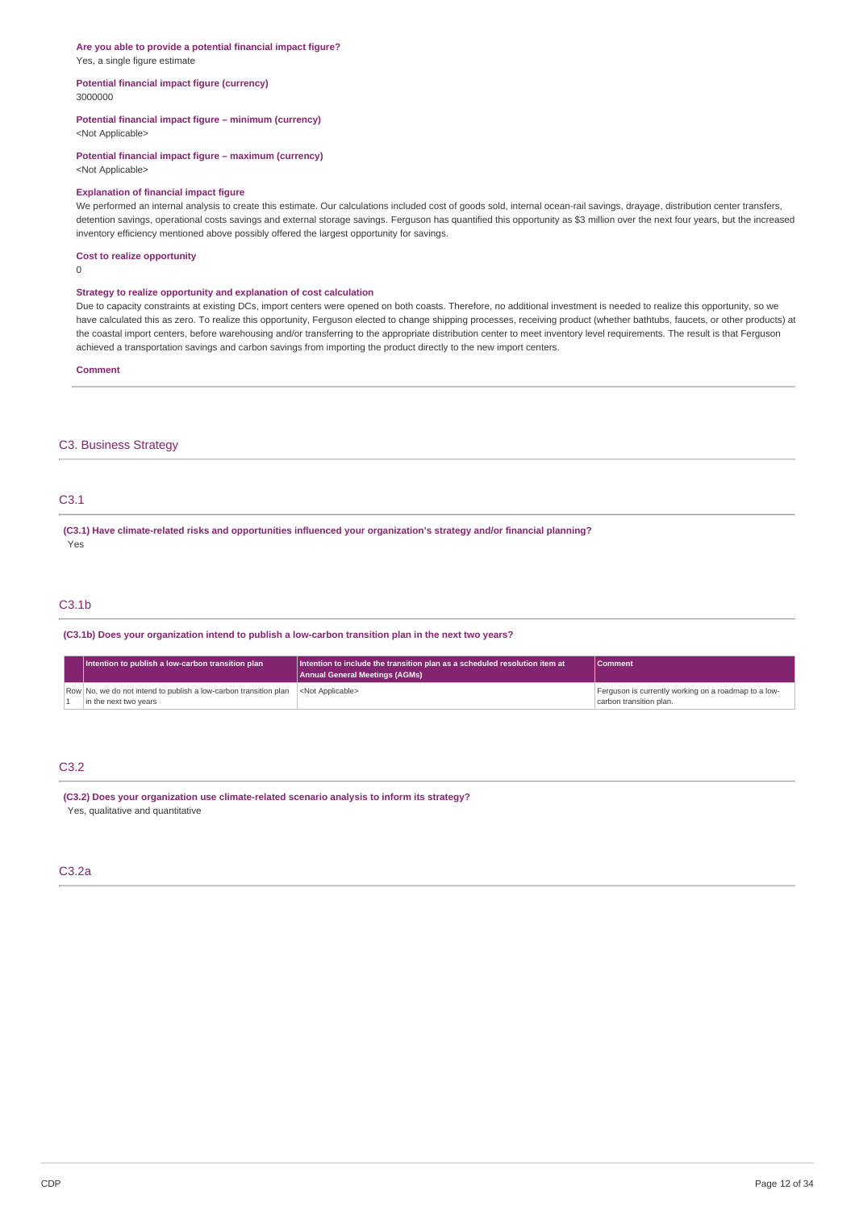**Are you able to provide a potential financial impact figure?**
Yes, a single figure estimate

**Potential financial impact figure (currency)**
3000000

**Potential financial impact figure – minimum (currency)**
<Not Applicable>

**Potential financial impact figure – maximum (currency)**
<Not Applicable>

**Explanation of financial impact figure**
We performed an internal analysis to create this estimate. Our calculations included cost of goods sold, internal ocean-rail savings, drayage, distribution center transfers, detention savings, operational costs savings and external storage savings. Ferguson has quantified this opportunity as $3 million over the next four years, but the increased inventory efficiency mentioned above possibly offered the largest opportunity for savings.

**Cost to realize opportunity**
0

**Strategy to realize opportunity and explanation of cost calculation**
Due to capacity constraints at existing DCs, import centers were opened on both coasts. Therefore, no additional investment is needed to realize this opportunity, so we have calculated this as zero. To realize this opportunity, Ferguson elected to change shipping processes, receiving product (whether bathtubs, faucets, or other products) at the coastal import centers, before warehousing and/or transferring to the appropriate distribution center to meet inventory level requirements. The result is that Ferguson achieved a transportation savings and carbon savings from importing the product directly to the new import centers.

**Comment**

## C3. Business Strategy

### C3.1

**(C3.1) Have climate-related risks and opportunities influenced your organization's strategy and/or financial planning?**
Yes

### C3.1b

**(C3.1b) Does your organization intend to publish a low-carbon transition plan in the next two years?**

| | Intention to publish a low-carbon transition plan | Intention to include the transition plan as a scheduled resolution item at Annual General Meetings (AGMs) | Comment |
|---|---|---|---|
| Row 1 | No, we do not intend to publish a low-carbon transition plan in the next two years | <Not Applicable> | Ferguson is currently working on a roadmap to a low-carbon transition plan. |

### C3.2

**(C3.2) Does your organization use climate-related scenario analysis to inform its strategy?**
Yes, qualitative and quantitative

### C3.2a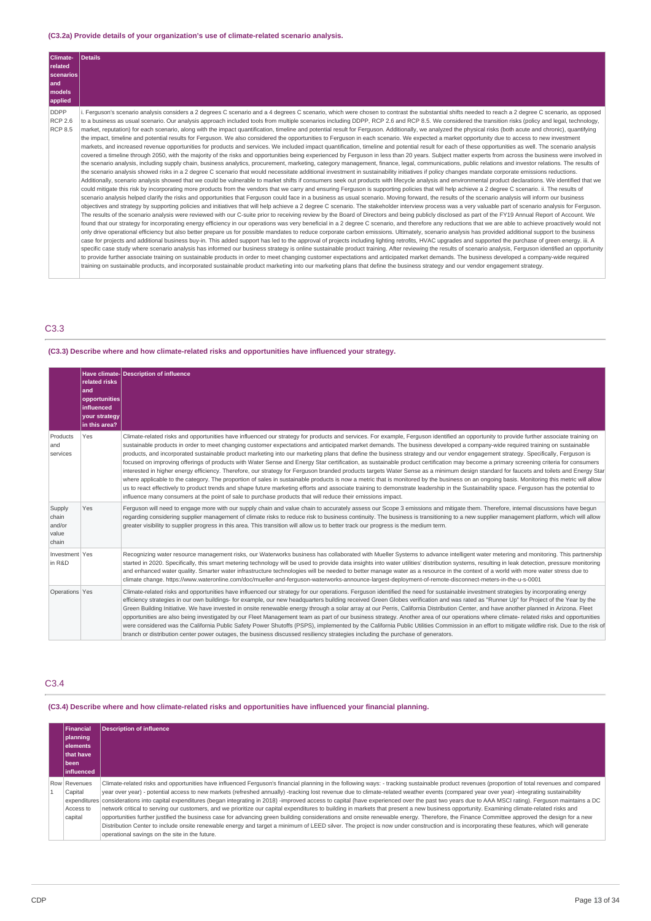**(C3.2a) Provide details of your organization's use of climate-related scenario analysis.**

| Climate-related scenarios and models applied | Details |
|---|---|
| DDPP RCP 2.6 RCP 8.5 | i. Ferguson's scenario analysis considers a 2 degrees C scenario and a 4 degrees C scenario, which were chosen to contrast the substantial shifts needed to reach a 2 degree C scenario, as opposed to a business as usual scenario. Our analysis approach included tools from multiple scenarios including DDPP, RCP 2.6 and RCP 8.5. We considered the transition risks (policy and legal, technology, market, reputation) for each scenario, along with the impact quantification, timeline and potential result for Ferguson. Additionally, we analyzed the physical risks (both acute and chronic), quantifying the impact, timeline and potential result for Ferguson. We also considered the opportunities to Ferguson in each scenario. We expected a market opportunity due to access to new investment markets, and increased revenue opportunities for products and services. We included impact quantification, timeline and potential result for each of these opportunities as well. The scenario analysis covered a timeline through 2050, with the majority of the risks and opportunities being experienced by Ferguson in less than 20 years. Subject matter experts from across the business were involved in the scenario analysis, including supply chain, business analytics, procurement, marketing, category management, finance, legal, communications, public relations and investor relations. The results of the scenario analysis showed risks in a 2 degree C scenario that would necessitate additional investment in sustainability initiatives if policy changes mandate corporate emissions reductions. Additionally, scenario analysis showed that we could be vulnerable to market shifts if consumers seek out products with lifecycle analysis and environmental product declarations. We identified that we could mitigate this risk by incorporating more products from the vendors that we carry and ensuring Ferguson is supporting policies that will help achieve a 2 degree C scenario. ii. The results of scenario analysis helped clarify the risks and opportunities that Ferguson could face in a business as usual scenario. Moving forward, the results of the scenario analysis will inform our business objectives and strategy by supporting policies and initiatives that will help achieve a 2 degree C scenario. The stakeholder interview process was a very valuable part of scenario analysis for Ferguson. The results of the scenario analysis were reviewed with our C-suite prior to receiving review by the Board of Directors and being publicly disclosed as part of the FY19 Annual Report of Account. We found that our strategy for incorporating energy efficiency in our operations was very beneficial in a 2 degree C scenario, and therefore any reductions that we are able to achieve proactively would not only drive operational efficiency but also better prepare us for possible mandates to reduce corporate carbon emissions. Ultimately, scenario analysis has provided additional support to the business case for projects and additional business buy-in. This added support has led to the approval of projects including lighting retrofits, HVAC upgrades and supported the purchase of green energy. iii. A specific case study where scenario analysis has informed our business strategy is online sustainable product training. After reviewing the results of scenario analysis, Ferguson identified an opportunity to provide further associate training on sustainable products in order to meet changing customer expectations and anticipated market demands. The business developed a company-wide required training on sustainable products, and incorporated sustainable product marketing into our marketing plans that define the business strategy and our vendor engagement strategy. |

## C3.3

**(C3.3) Describe where and how climate-related risks and opportunities have influenced your strategy.**

| | Have climate-related risks and opportunities influenced your strategy in this area? | Description of influence |
|---|---|---|
| Products and services | Yes | Climate-related risks and opportunities have influenced our strategy for products and services. For example, Ferguson identified an opportunity to provide further associate training on sustainable products in order to meet changing customer expectations and anticipated market demands. The business developed a company-wide required training on sustainable products, and incorporated sustainable product marketing into our marketing plans that define the business strategy and our vendor engagement strategy. Specifically, Ferguson is focused on improving offerings of products with Water Sense and Energy Star certification, as sustainable product certification may become a primary screening criteria for consumers interested in higher energy efficiency. Therefore, our strategy for Ferguson branded products targets Water Sense as a minimum design standard for faucets and toilets and Energy Star where applicable to the category. The proportion of sales in sustainable products is now a metric that is monitored by the business on an ongoing basis. Monitoring this metric will allow us to react effectively to product trends and shape future marketing efforts and associate training to demonstrate leadership in the Sustainability space. Ferguson has the potential to influence many consumers at the point of sale to purchase products that will reduce their emissions impact. |
| Supply chain and/or value chain | Yes | Ferguson will need to engage more with our supply chain and value chain to accurately assess our Scope 3 emissions and mitigate them. Therefore, internal discussions have begun regarding considering supplier management of climate risks to reduce risk to business continuity. The business is transitioning to a new supplier management platform, which will allow greater visibility to supplier progress in this area. This transition will allow us to better track our progress is the medium term. |
| Investment in R&D | Yes | Recognizing water resource management risks, our Waterworks business has collaborated with Mueller Systems to advance intelligent water metering and monitoring. This partnership started in 2020. Specifically, this smart metering technology will be used to provide data insights into water utilities' distribution systems, resulting in leak detection, pressure monitoring and enhanced water quality. Smarter water infrastructure technologies will be needed to better manage water as a resource in the context of a world with more water stress due to climate change. https://www.wateronline.com/doc/mueller-and-ferguson-waterworks-announce-largest-deployment-of-remote-disconnect-meters-in-the-u-s-0001 |
| Operations | Yes | Climate-related risks and opportunities have influenced our strategy for our operations. Ferguson identified the need for sustainable investment strategies by incorporating energy efficiency strategies in our own buildings- for example, our new headquarters building received Green Globes verification and was rated as "Runner Up" for Project of the Year by the Green Building Initiative. We have invested in onsite renewable energy through a solar array at our Perris, California Distribution Center, and have another planned in Arizona. Fleet opportunities are also being investigated by our Fleet Management team as part of our business strategy. Another area of our operations where climate- related risks and opportunities were considered was the California Public Safety Power Shutoffs (PSPS), implemented by the California Public Utilities Commission in an effort to mitigate wildfire risk. Due to the risk of branch or distribution center power outages, the business discussed resiliency strategies including the purchase of generators. |

## C3.4

**(C3.4) Describe where and how climate-related risks and opportunities have influenced your financial planning.**

| | Financial planning elements that have been influenced | Description of influence |
|---|---|---|
| Row 1 | Revenues Capital expenditures Access to capital | Climate-related risks and opportunities have influenced Ferguson's financial planning in the following ways: - tracking sustainable product revenues (proportion of total revenues and compared year over year) - potential access to new markets (refreshed annually) -tracking lost revenue due to climate-related weather events (compared year over year) -integrating sustainability considerations into capital expenditures (began integrating in 2018) -improved access to capital (have experienced over the past two years due to AAA MSCI rating). Ferguson maintains a DC network critical to serving our customers, and we prioritize our capital expenditures to building in markets that present a new business opportunity. Examining climate-related risks and opportunities further justified the business case for advancing green building considerations and onsite renewable energy. Therefore, the Finance Committee approved the design for a new Distribution Center to include onsite renewable energy and target a minimum of LEED silver. The project is now under construction and is incorporating these features, which will generate operational savings on the site in the future. |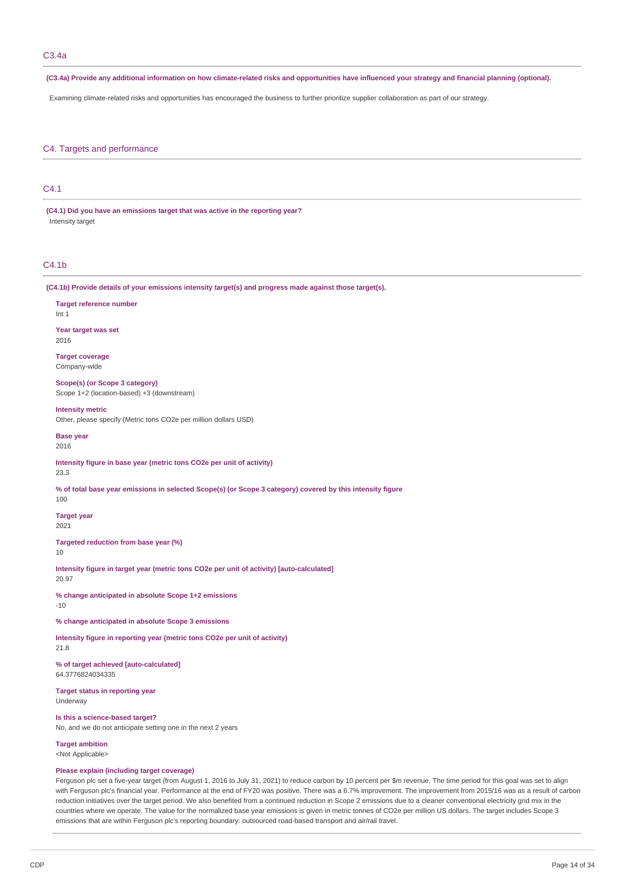## C3.4a

**(C3.4a) Provide any additional information on how climate-related risks and opportunities have influenced your strategy and financial planning (optional).**

Examining climate-related risks and opportunities has encouraged the business to further prioritize supplier collaboration as part of our strategy.

# C4. Targets and performance

## C4.1

**(C4.1) Did you have an emissions target that was active in the reporting year?**

Intensity target

## C4.1b

**(C4.1b) Provide details of your emissions intensity target(s) and progress made against those target(s).**

**Target reference number**
Int 1

**Year target was set**
2016

**Target coverage**
Company-wide

**Scope(s) (or Scope 3 category)**
Scope 1+2 (location-based) +3 (downstream)

**Intensity metric**
Other, please specify (Metric tons CO2e per million dollars USD)

**Base year**
2016

**Intensity figure in base year (metric tons CO2e per unit of activity)**
23.3

**% of total base year emissions in selected Scope(s) (or Scope 3 category) covered by this intensity figure**
100

**Target year**
2021

**Targeted reduction from base year (%)**
10

**Intensity figure in target year (metric tons CO2e per unit of activity) [auto-calculated]**
20.97

**% change anticipated in absolute Scope 1+2 emissions**
-10

**% change anticipated in absolute Scope 3 emissions**

**Intensity figure in reporting year (metric tons CO2e per unit of activity)**
21.8

**% of target achieved [auto-calculated]**
64.3776824034335

**Target status in reporting year**
Underway

**Is this a science-based target?**
No, and we do not anticipate setting one in the next 2 years

**Target ambition**
<Not Applicable>

**Please explain (including target coverage)**
Ferguson plc set a five-year target (from August 1, 2016 to July 31, 2021) to reduce carbon by 10 percent per $m revenue. The time period for this goal was set to align with Ferguson plc's financial year. Performance at the end of FY20 was positive. There was a 6.7% improvement. The improvement from 2015/16 was as a result of carbon reduction initiatives over the target period. We also benefited from a continued reduction in Scope 2 emissions due to a cleaner conventional electricity grid mix in the countries where we operate. The value for the normalized base year emissions is given in metric tonnes of CO2e per million US dollars. The target includes Scope 3 emissions that are within Ferguson plc's reporting boundary: outsourced road-based transport and air/rail travel.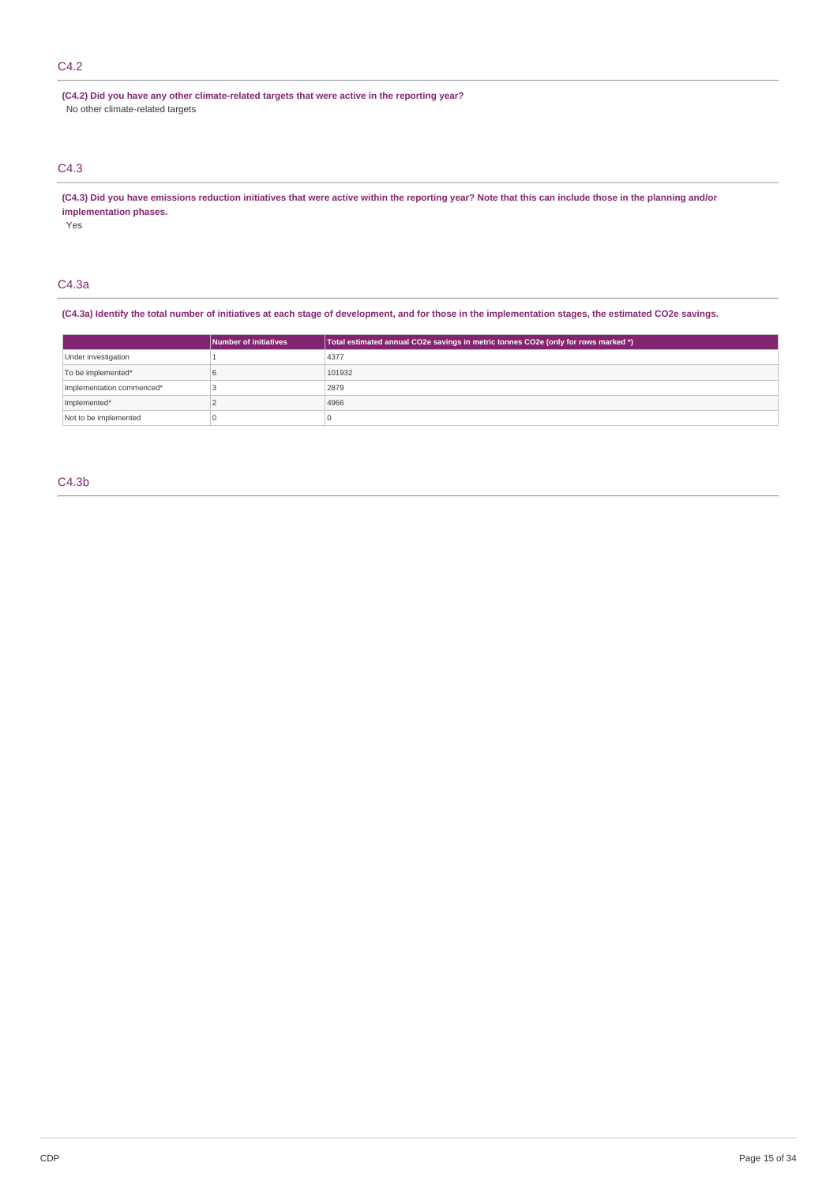## C4.2

**(C4.2) Did you have any other climate-related targets that were active in the reporting year?**

No other climate-related targets

## C4.3

**(C4.3) Did you have emissions reduction initiatives that were active within the reporting year? Note that this can include those in the planning and/or implementation phases.**

Yes

## C4.3a

**(C4.3a) Identify the total number of initiatives at each stage of development, and for those in the implementation stages, the estimated CO2e savings.**

| | Number of initiatives | Total estimated annual CO2e savings in metric tonnes CO2e (only for rows marked *) |
|---|---|---|
| Under investigation | 1 | 4377 |
| To be implemented* | 6 | 101932 |
| Implementation commenced* | 3 | 2879 |
| Implemented* | 2 | 4966 |
| Not to be implemented | 0 | 0 |

## C4.3b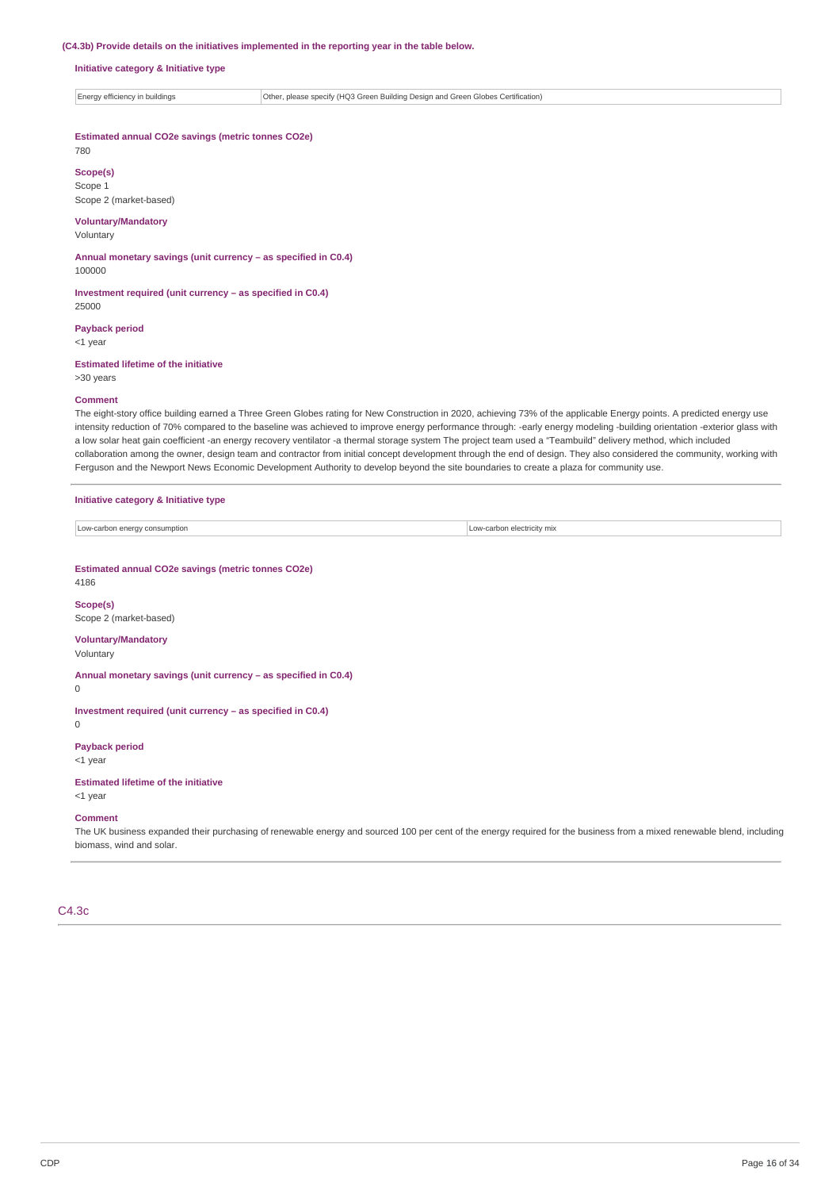**(C4.3b) Provide details on the initiatives implemented in the reporting year in the table below.**

**Initiative category & Initiative type**

| Energy efficiency in buildings | Other, please specify (HQ3 Green Building Design and Green Globes Certification) |
|---|---|

**Estimated annual CO2e savings (metric tonnes CO2e)**
780

**Scope(s)**
Scope 1
Scope 2 (market-based)

**Voluntary/Mandatory**
Voluntary

**Annual monetary savings (unit currency – as specified in C0.4)**
100000

**Investment required (unit currency – as specified in C0.4)**
25000

**Payback period**
<1 year

**Estimated lifetime of the initiative**
>30 years

**Comment**
The eight-story office building earned a Three Green Globes rating for New Construction in 2020, achieving 73% of the applicable Energy points. A predicted energy use intensity reduction of 70% compared to the baseline was achieved to improve energy performance through: -early energy modeling -building orientation -exterior glass with a low solar heat gain coefficient -an energy recovery ventilator -a thermal storage system The project team used a "Teambuild" delivery method, which included collaboration among the owner, design team and contractor from initial concept development through the end of design. They also considered the community, working with Ferguson and the Newport News Economic Development Authority to develop beyond the site boundaries to create a plaza for community use.

**Initiative category & Initiative type**

| Low-carbon energy consumption | Low-carbon electricity mix |
|---|---|

**Estimated annual CO2e savings (metric tonnes CO2e)**
4186

**Scope(s)**
Scope 2 (market-based)

**Voluntary/Mandatory**
Voluntary

**Annual monetary savings (unit currency – as specified in C0.4)**
0

**Investment required (unit currency – as specified in C0.4)**
0

**Payback period**
<1 year

**Estimated lifetime of the initiative**
<1 year

**Comment**
The UK business expanded their purchasing of renewable energy and sourced 100 per cent of the energy required for the business from a mixed renewable blend, including biomass, wind and solar.

## C4.3c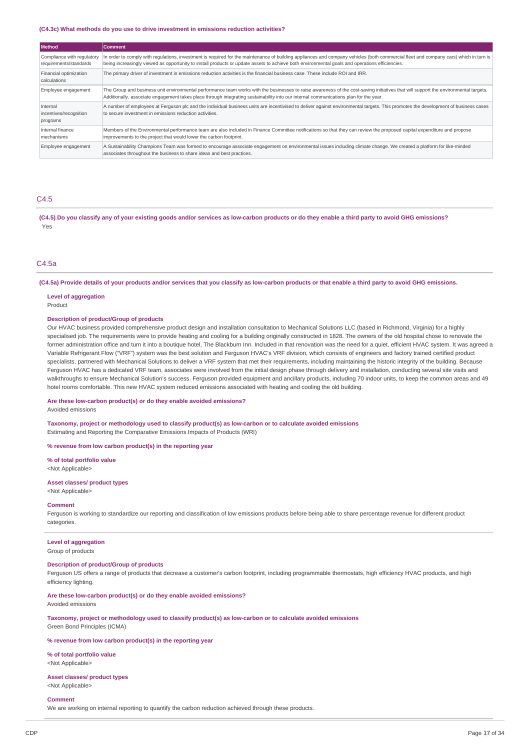### (C4.3c) What methods do you use to drive investment in emissions reduction activities?

| Method | Comment |
|---|---|
| Compliance with regulatory requirements/standards | In order to comply with regulations, investment is required for the maintenance of building appliances and company vehicles (both commercial fleet and company cars) which in turn is being increasingly viewed as opportunity to install products or update assets to achieve both environmental goals and operations efficiencies. |
| Financial optimization calculations | The primary driver of investment in emissions reduction activities is the financial business case. These include ROI and IRR. |
| Employee engagement | The Group and business unit environmental performance team works with the businesses to raise awareness of the cost-saving initiatives that will support the environmental targets. Additionally, associate engagement takes place through integrating sustainability into our internal communications plan for the year. |
| Internal incentives/recognition programs | A number of employees at Ferguson plc and the individual business units are incentivised to deliver against environmental targets. This promotes the development of business cases to secure investment in emissions reduction activities. |
| Internal finance mechanisms | Members of the Environmental performance team are also included in Finance Committee notifications so that they can review the proposed capital expenditure and propose improvements to the project that would lower the carbon footprint. |
| Employee engagement | A Sustainability Champions Team was formed to encourage associate engagement on environmental issues including climate change. We created a platform for like-minded associates throughout the business to share ideas and best practices. |

## C4.5

### (C4.5) Do you classify any of your existing goods and/or services as low-carbon products or do they enable a third party to avoid GHG emissions?

Yes

## C4.5a

### (C4.5a) Provide details of your products and/or services that you classify as low-carbon products or that enable a third party to avoid GHG emissions.

**Level of aggregation**
Product

**Description of product/Group of products**
Our HVAC business provided comprehensive product design and installation consultation to Mechanical Solutions LLC (based in Richmond, Virginia) for a highly specialised job. The requirements were to provide heating and cooling for a building originally constructed in 1828. The owners of the old hospital chose to renovate the former administration office and turn it into a boutique hotel, The Blackburn Inn. Included in that renovation was the need for a quiet, efficient HVAC system. It was agreed a Variable Refrigerant Flow ("VRF") system was the best solution and Ferguson HVAC's VRF division, which consists of engineers and factory trained certified product specialists, partnered with Mechanical Solutions to deliver a VRF system that met their requirements, including maintaining the historic integrity of the building. Because Ferguson HVAC has a dedicated VRF team, associates were involved from the initial design phase through delivery and installation, conducting several site visits and walkthroughs to ensure Mechanical Solution's success. Ferguson provided equipment and ancillary products, including 70 indoor units, to keep the common areas and 49 hotel rooms comfortable. This new HVAC system reduced emissions associated with heating and cooling the old building.

**Are these low-carbon product(s) or do they enable avoided emissions?**
Avoided emissions

**Taxonomy, project or methodology used to classify product(s) as low-carbon or to calculate avoided emissions**
Estimating and Reporting the Comparative Emissions Impacts of Products (WRI)

**% revenue from low carbon product(s) in the reporting year**

**% of total portfolio value**
<Not Applicable>

**Asset classes/ product types**
<Not Applicable>

**Comment**
Ferguson is working to standardize our reporting and classification of low emissions products before being able to share percentage revenue for different product categories.

---

**Level of aggregation**
Group of products

**Description of product/Group of products**
Ferguson US offers a range of products that decrease a customer's carbon footprint, including programmable thermostats, high efficiency HVAC products, and high efficiency lighting.

**Are these low-carbon product(s) or do they enable avoided emissions?**
Avoided emissions

**Taxonomy, project or methodology used to classify product(s) as low-carbon or to calculate avoided emissions**
Green Bond Principles (ICMA)

**% revenue from low carbon product(s) in the reporting year**

**% of total portfolio value**
<Not Applicable>

**Asset classes/ product types**
<Not Applicable>

**Comment**
We are working on internal reporting to quantify the carbon reduction achieved through these products.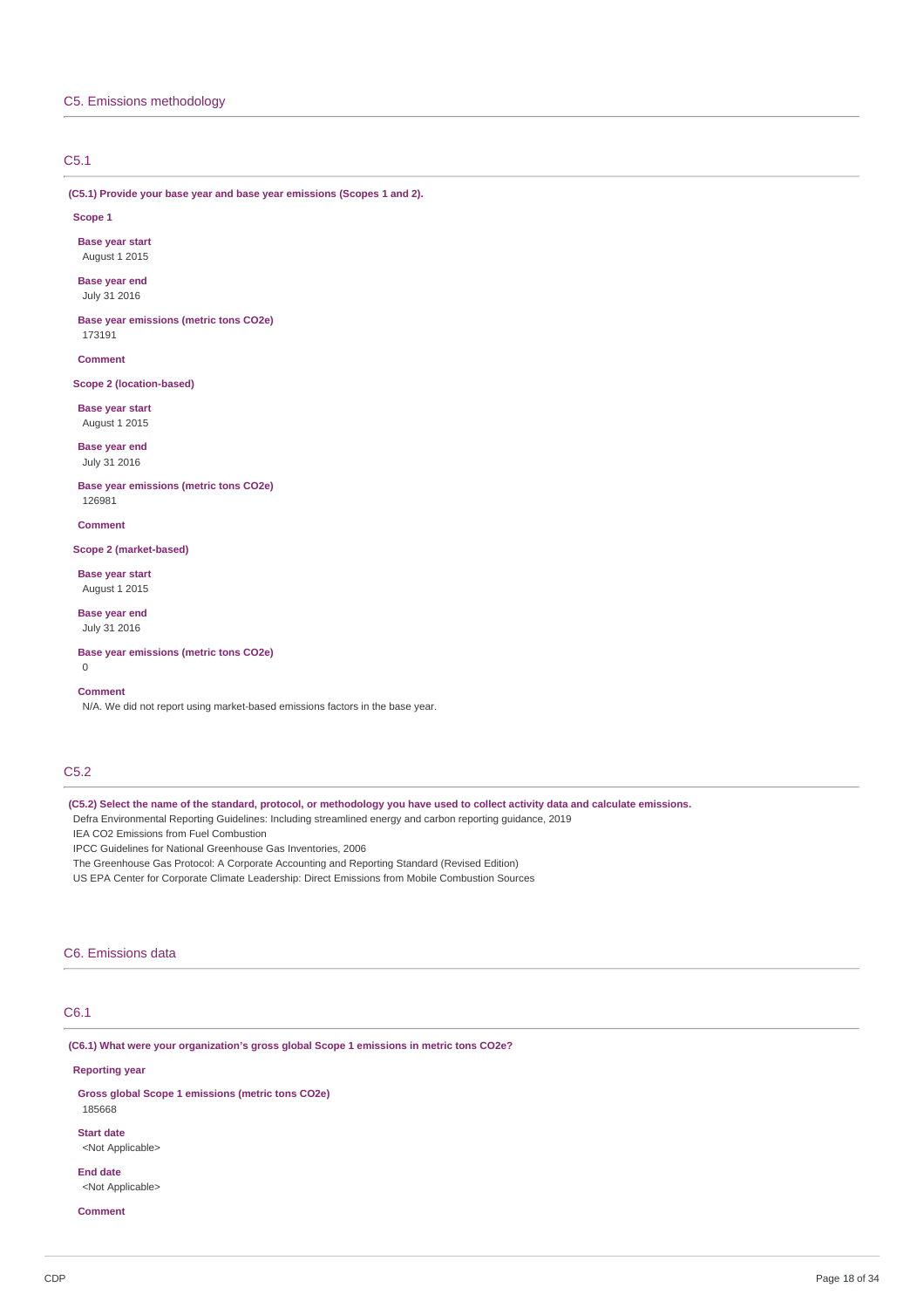## C5. Emissions methodology

### C5.1

**(C5.1) Provide your base year and base year emissions (Scopes 1 and 2).**

**Scope 1**

**Base year start**
August 1 2015

**Base year end**
July 31 2016

**Base year emissions (metric tons CO2e)**
173191

**Comment**

**Scope 2 (location-based)**

**Base year start**
August 1 2015

**Base year end**
July 31 2016

**Base year emissions (metric tons CO2e)**
126981

**Comment**

**Scope 2 (market-based)**

**Base year start**
August 1 2015

**Base year end**
July 31 2016

**Base year emissions (metric tons CO2e)**
0

**Comment**
N/A. We did not report using market-based emissions factors in the base year.

### C5.2

**(C5.2) Select the name of the standard, protocol, or methodology you have used to collect activity data and calculate emissions.**

Defra Environmental Reporting Guidelines: Including streamlined energy and carbon reporting guidance, 2019
IEA CO2 Emissions from Fuel Combustion
IPCC Guidelines for National Greenhouse Gas Inventories, 2006
The Greenhouse Gas Protocol: A Corporate Accounting and Reporting Standard (Revised Edition)
US EPA Center for Corporate Climate Leadership: Direct Emissions from Mobile Combustion Sources

## C6. Emissions data

### C6.1

**(C6.1) What were your organization's gross global Scope 1 emissions in metric tons CO2e?**

**Reporting year**

**Gross global Scope 1 emissions (metric tons CO2e)**
185668

**Start date**
<Not Applicable>

**End date**
<Not Applicable>

**Comment**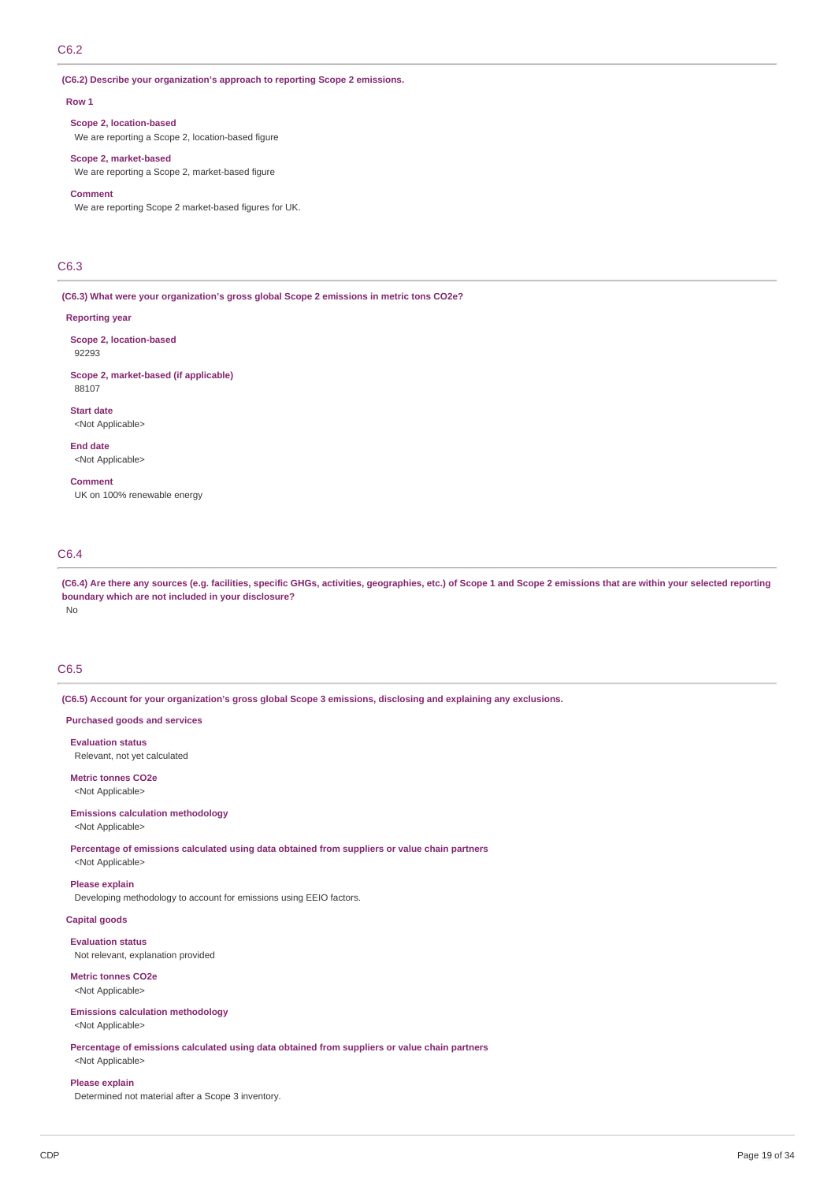## C6.2

**(C6.2) Describe your organization's approach to reporting Scope 2 emissions.**

**Row 1**

**Scope 2, location-based**
We are reporting a Scope 2, location-based figure

**Scope 2, market-based**
We are reporting a Scope 2, market-based figure

**Comment**
We are reporting Scope 2 market-based figures for UK.

## C6.3

**(C6.3) What were your organization's gross global Scope 2 emissions in metric tons CO2e?**

**Reporting year**

**Scope 2, location-based**
92293

**Scope 2, market-based (if applicable)**
88107

**Start date**
<Not Applicable>

**End date**
<Not Applicable>

**Comment**
UK on 100% renewable energy

## C6.4

**(C6.4) Are there any sources (e.g. facilities, specific GHGs, activities, geographies, etc.) of Scope 1 and Scope 2 emissions that are within your selected reporting boundary which are not included in your disclosure?**
No

## C6.5

**(C6.5) Account for your organization's gross global Scope 3 emissions, disclosing and explaining any exclusions.**

**Purchased goods and services**

**Evaluation status**
Relevant, not yet calculated

**Metric tonnes CO2e**
<Not Applicable>

**Emissions calculation methodology**
<Not Applicable>

**Percentage of emissions calculated using data obtained from suppliers or value chain partners**
<Not Applicable>

**Please explain**
Developing methodology to account for emissions using EEIO factors.

**Capital goods**

**Evaluation status**
Not relevant, explanation provided

**Metric tonnes CO2e**
<Not Applicable>

**Emissions calculation methodology**
<Not Applicable>

**Percentage of emissions calculated using data obtained from suppliers or value chain partners**
<Not Applicable>

**Please explain**
Determined not material after a Scope 3 inventory.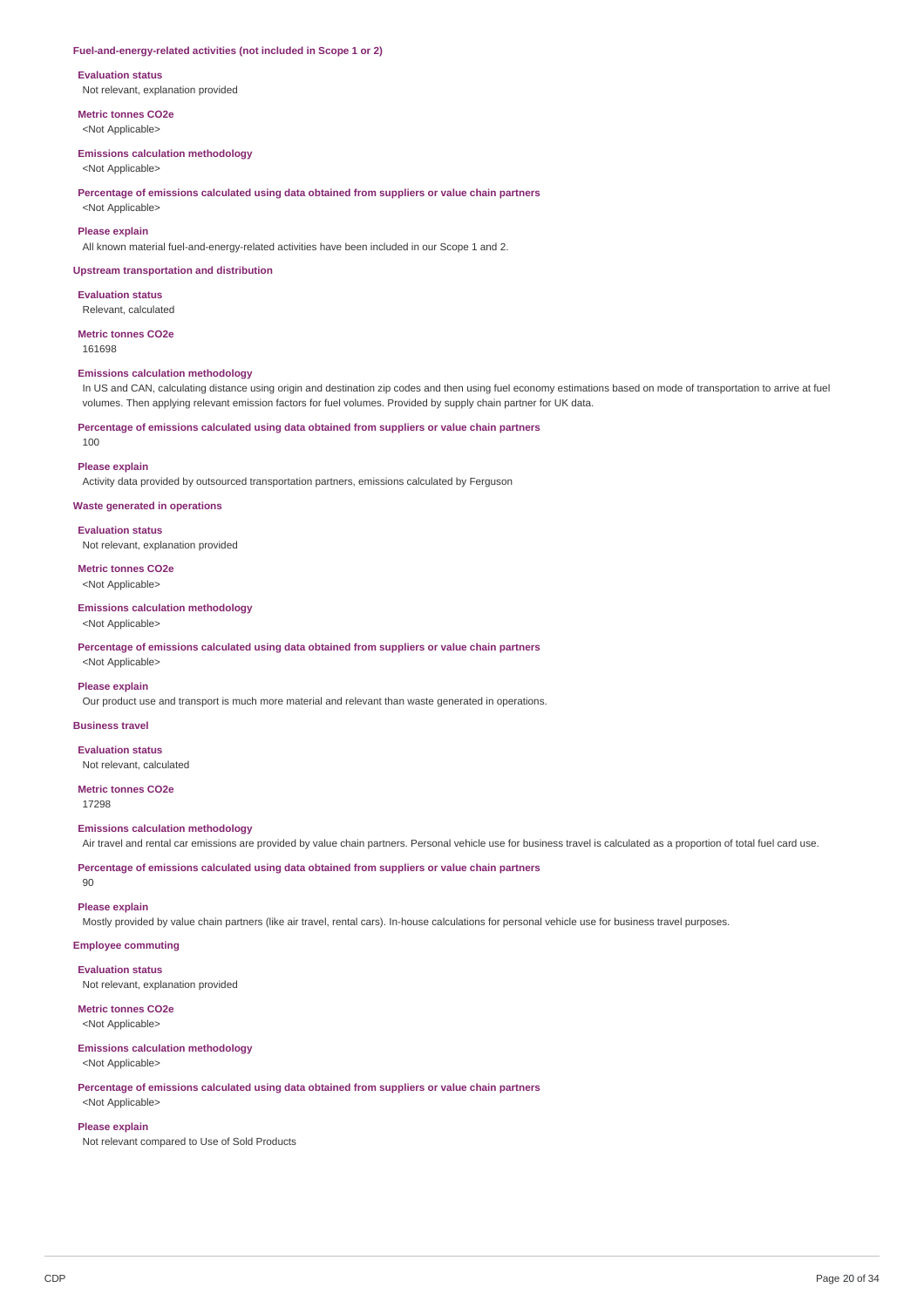### Fuel-and-energy-related activities (not included in Scope 1 or 2)

**Evaluation status**
Not relevant, explanation provided

**Metric tonnes CO2e**
<Not Applicable>

**Emissions calculation methodology**
<Not Applicable>

**Percentage of emissions calculated using data obtained from suppliers or value chain partners**
<Not Applicable>

**Please explain**
All known material fuel-and-energy-related activities have been included in our Scope 1 and 2.

### Upstream transportation and distribution

**Evaluation status**
Relevant, calculated

**Metric tonnes CO2e**
161698

**Emissions calculation methodology**
In US and CAN, calculating distance using origin and destination zip codes and then using fuel economy estimations based on mode of transportation to arrive at fuel volumes. Then applying relevant emission factors for fuel volumes. Provided by supply chain partner for UK data.

**Percentage of emissions calculated using data obtained from suppliers or value chain partners**
100

**Please explain**
Activity data provided by outsourced transportation partners, emissions calculated by Ferguson

### Waste generated in operations

**Evaluation status**
Not relevant, explanation provided

**Metric tonnes CO2e**
<Not Applicable>

**Emissions calculation methodology**
<Not Applicable>

**Percentage of emissions calculated using data obtained from suppliers or value chain partners**
<Not Applicable>

**Please explain**
Our product use and transport is much more material and relevant than waste generated in operations.

### Business travel

**Evaluation status**
Not relevant, calculated

**Metric tonnes CO2e**
17298

**Emissions calculation methodology**
Air travel and rental car emissions are provided by value chain partners. Personal vehicle use for business travel is calculated as a proportion of total fuel card use.

**Percentage of emissions calculated using data obtained from suppliers or value chain partners**
90

**Please explain**
Mostly provided by value chain partners (like air travel, rental cars). In-house calculations for personal vehicle use for business travel purposes.

### Employee commuting

**Evaluation status**
Not relevant, explanation provided

**Metric tonnes CO2e**
<Not Applicable>

**Emissions calculation methodology**
<Not Applicable>

**Percentage of emissions calculated using data obtained from suppliers or value chain partners**
<Not Applicable>

**Please explain**
Not relevant compared to Use of Sold Products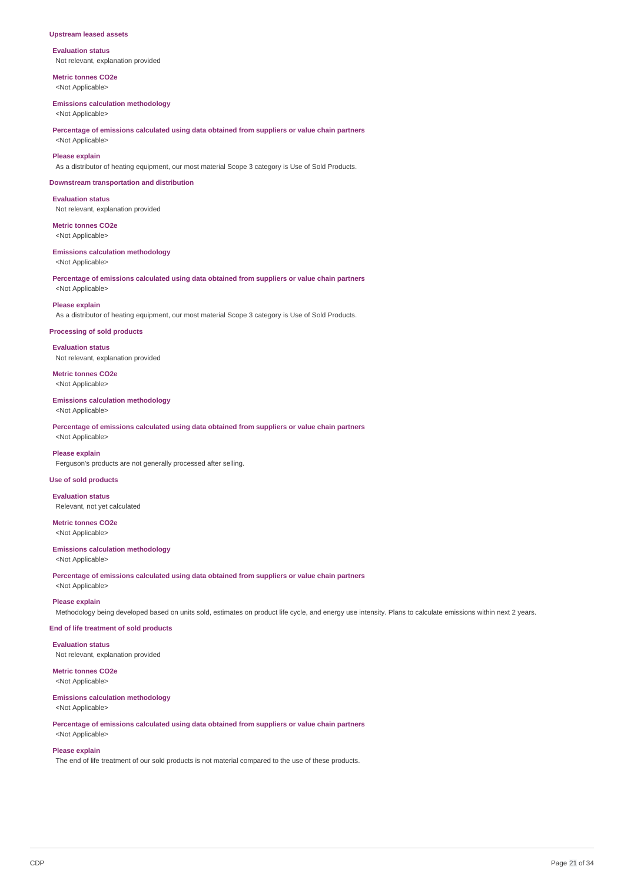### Upstream leased assets

**Evaluation status**
Not relevant, explanation provided

**Metric tonnes CO2e**
<Not Applicable>

**Emissions calculation methodology**
<Not Applicable>

**Percentage of emissions calculated using data obtained from suppliers or value chain partners**
<Not Applicable>

**Please explain**
As a distributor of heating equipment, our most material Scope 3 category is Use of Sold Products.

### Downstream transportation and distribution

**Evaluation status**
Not relevant, explanation provided

**Metric tonnes CO2e**
<Not Applicable>

**Emissions calculation methodology**
<Not Applicable>

**Percentage of emissions calculated using data obtained from suppliers or value chain partners**
<Not Applicable>

**Please explain**
As a distributor of heating equipment, our most material Scope 3 category is Use of Sold Products.

### Processing of sold products

**Evaluation status**
Not relevant, explanation provided

**Metric tonnes CO2e**
<Not Applicable>

**Emissions calculation methodology**
<Not Applicable>

**Percentage of emissions calculated using data obtained from suppliers or value chain partners**
<Not Applicable>

**Please explain**
Ferguson's products are not generally processed after selling.

### Use of sold products

**Evaluation status**
Relevant, not yet calculated

**Metric tonnes CO2e**
<Not Applicable>

**Emissions calculation methodology**
<Not Applicable>

**Percentage of emissions calculated using data obtained from suppliers or value chain partners**
<Not Applicable>

**Please explain**
Methodology being developed based on units sold, estimates on product life cycle, and energy use intensity. Plans to calculate emissions within next 2 years.

### End of life treatment of sold products

**Evaluation status**
Not relevant, explanation provided

**Metric tonnes CO2e**
<Not Applicable>

**Emissions calculation methodology**
<Not Applicable>

**Percentage of emissions calculated using data obtained from suppliers or value chain partners**
<Not Applicable>

**Please explain**
The end of life treatment of our sold products is not material compared to the use of these products.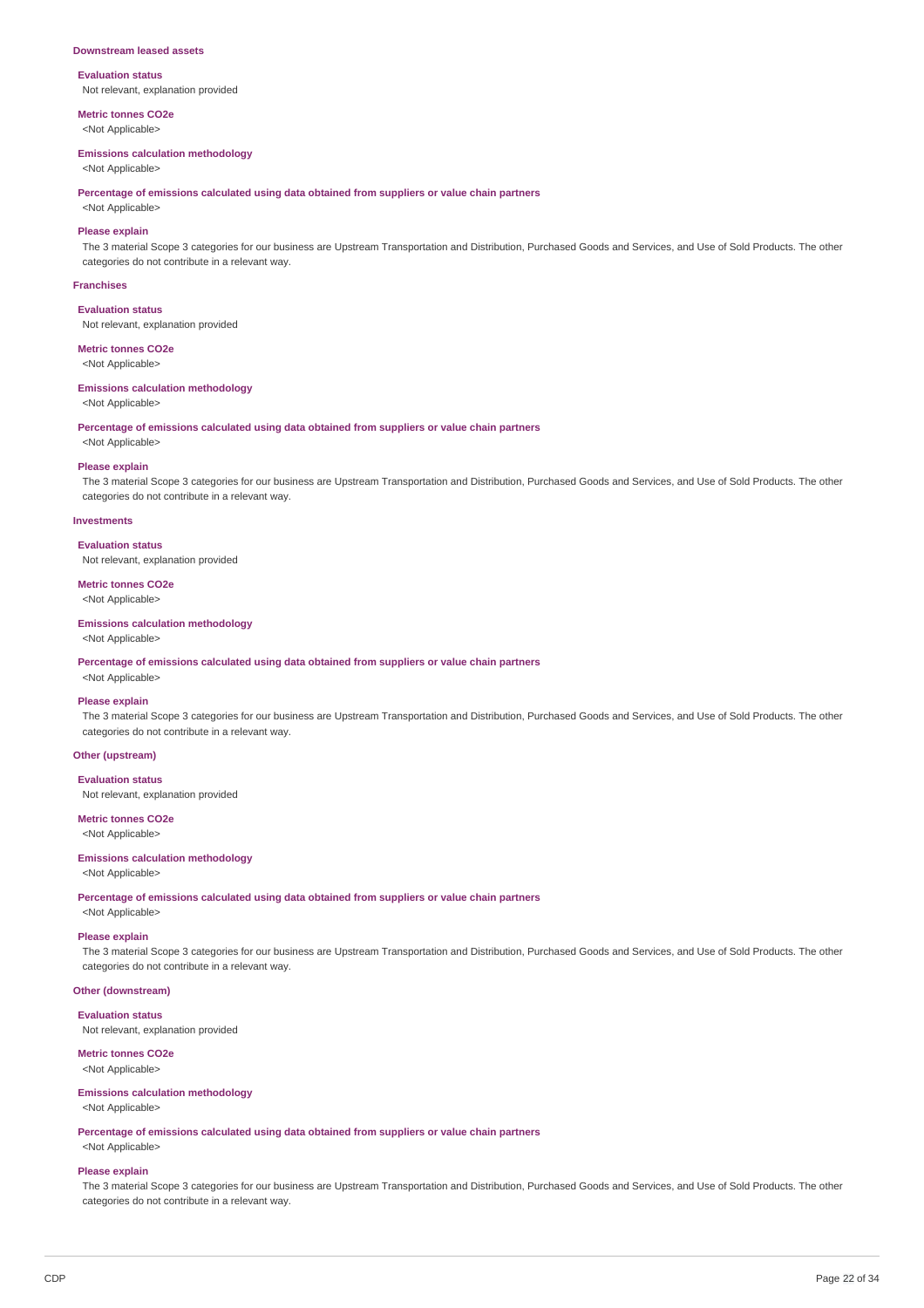### Downstream leased assets

**Evaluation status**

Not relevant, explanation provided

**Metric tonnes CO2e**

<Not Applicable>

**Emissions calculation methodology**

<Not Applicable>

**Percentage of emissions calculated using data obtained from suppliers or value chain partners**

<Not Applicable>

**Please explain**

The 3 material Scope 3 categories for our business are Upstream Transportation and Distribution, Purchased Goods and Services, and Use of Sold Products. The other categories do not contribute in a relevant way.

### Franchises

**Evaluation status**

Not relevant, explanation provided

**Metric tonnes CO2e**

<Not Applicable>

**Emissions calculation methodology**

<Not Applicable>

**Percentage of emissions calculated using data obtained from suppliers or value chain partners**

<Not Applicable>

**Please explain**

The 3 material Scope 3 categories for our business are Upstream Transportation and Distribution, Purchased Goods and Services, and Use of Sold Products. The other categories do not contribute in a relevant way.

### Investments

**Evaluation status**

Not relevant, explanation provided

**Metric tonnes CO2e**

<Not Applicable>

**Emissions calculation methodology**

<Not Applicable>

**Percentage of emissions calculated using data obtained from suppliers or value chain partners**

<Not Applicable>

**Please explain**

The 3 material Scope 3 categories for our business are Upstream Transportation and Distribution, Purchased Goods and Services, and Use of Sold Products. The other categories do not contribute in a relevant way.

### Other (upstream)

**Evaluation status**

Not relevant, explanation provided

**Metric tonnes CO2e**

<Not Applicable>

**Emissions calculation methodology**

<Not Applicable>

**Percentage of emissions calculated using data obtained from suppliers or value chain partners**

<Not Applicable>

**Please explain**

The 3 material Scope 3 categories for our business are Upstream Transportation and Distribution, Purchased Goods and Services, and Use of Sold Products. The other categories do not contribute in a relevant way.

### Other (downstream)

**Evaluation status**

Not relevant, explanation provided

**Metric tonnes CO2e**

<Not Applicable>

**Emissions calculation methodology**

<Not Applicable>

**Percentage of emissions calculated using data obtained from suppliers or value chain partners**

<Not Applicable>

**Please explain**

The 3 material Scope 3 categories for our business are Upstream Transportation and Distribution, Purchased Goods and Services, and Use of Sold Products. The other categories do not contribute in a relevant way.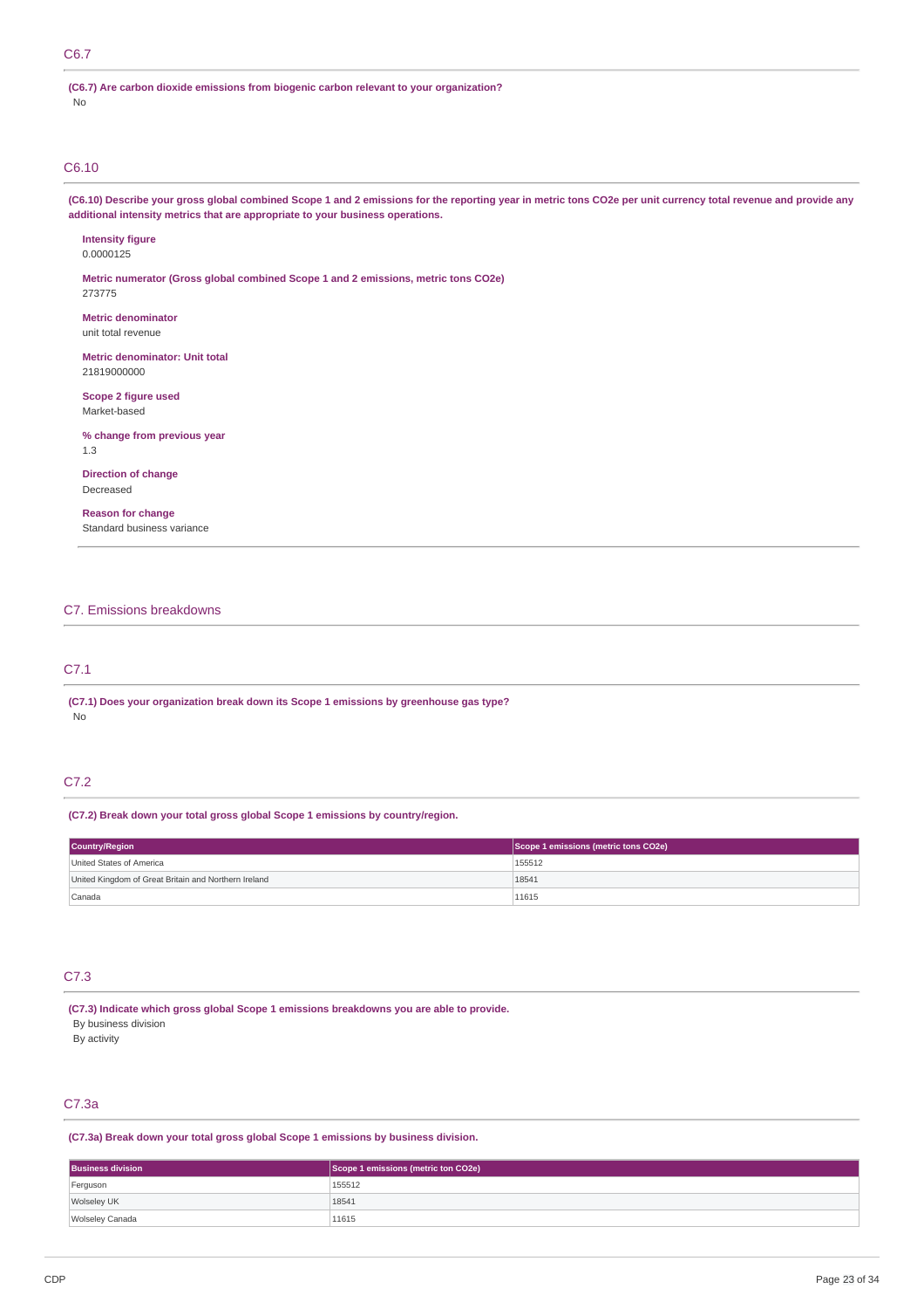## C6.7

**(C6.7) Are carbon dioxide emissions from biogenic carbon relevant to your organization?**

No

## C6.10

**(C6.10) Describe your gross global combined Scope 1 and 2 emissions for the reporting year in metric tons CO2e per unit currency total revenue and provide any additional intensity metrics that are appropriate to your business operations.**

**Intensity figure**

0.0000125

**Metric numerator (Gross global combined Scope 1 and 2 emissions, metric tons CO2e)**

273775

**Metric denominator**

unit total revenue

**Metric denominator: Unit total**

21819000000

**Scope 2 figure used**

Market-based

**% change from previous year**

1.3

**Direction of change**

Decreased

**Reason for change**

Standard business variance

# C7. Emissions breakdowns

## C7.1

**(C7.1) Does your organization break down its Scope 1 emissions by greenhouse gas type?**

No

## C7.2

**(C7.2) Break down your total gross global Scope 1 emissions by country/region.**

| Country/Region | Scope 1 emissions (metric tons CO2e) |
|---|---|
| United States of America | 155512 |
| United Kingdom of Great Britain and Northern Ireland | 18541 |
| Canada | 11615 |

## C7.3

**(C7.3) Indicate which gross global Scope 1 emissions breakdowns you are able to provide.**

By business division
By activity

## C7.3a

**(C7.3a) Break down your total gross global Scope 1 emissions by business division.**

| Business division | Scope 1 emissions (metric ton CO2e) |
|---|---|
| Ferguson | 155512 |
| Wolseley UK | 18541 |
| Wolseley Canada | 11615 |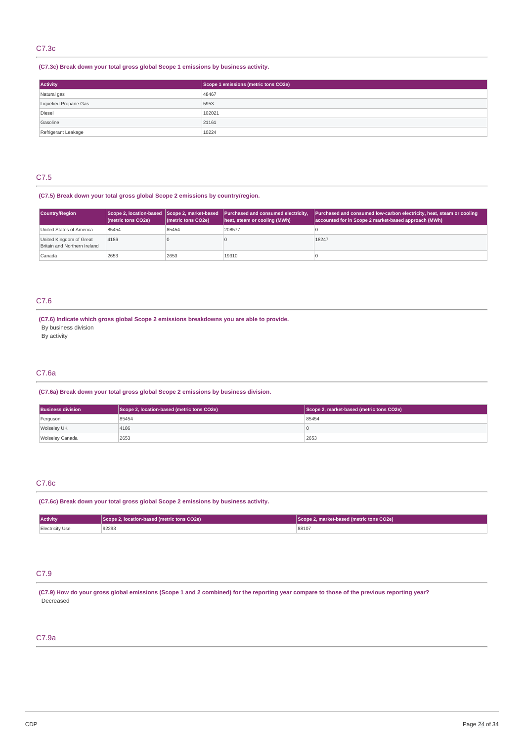## C7.3c

**(C7.3c) Break down your total gross global Scope 1 emissions by business activity.**

| Activity | Scope 1 emissions (metric tons CO2e) |
|---|---|
| Natural gas | 48467 |
| Liquefied Propane Gas | 5953 |
| Diesel | 102021 |
| Gasoline | 21161 |
| Refrigerant Leakage | 10224 |

## C7.5

**(C7.5) Break down your total gross global Scope 2 emissions by country/region.**

| Country/Region | Scope 2, location-based (metric tons CO2e) | Scope 2, market-based (metric tons CO2e) | Purchased and consumed electricity, heat, steam or cooling (MWh) | Purchased and consumed low-carbon electricity, heat, steam or cooling accounted for in Scope 2 market-based approach (MWh) |
|---|---|---|---|---|
| United States of America | 85454 | 85454 | 208577 | 0 |
| United Kingdom of Great Britain and Northern Ireland | 4186 | 0 | 0 | 18247 |
| Canada | 2653 | 2653 | 19310 | 0 |

## C7.6

**(C7.6) Indicate which gross global Scope 2 emissions breakdowns you are able to provide.**

By business division

By activity

## C7.6a

**(C7.6a) Break down your total gross global Scope 2 emissions by business division.**

| Business division | Scope 2, location-based (metric tons CO2e) | Scope 2, market-based (metric tons CO2e) |
|---|---|---|
| Ferguson | 85454 | 85454 |
| Wolseley UK | 4186 | 0 |
| Wolseley Canada | 2653 | 2653 |

## C7.6c

**(C7.6c) Break down your total gross global Scope 2 emissions by business activity.**

| Activity | Scope 2, location-based (metric tons CO2e) | Scope 2, market-based (metric tons CO2e) |
|---|---|---|
| Electricity Use | 92293 | 88107 |

## C7.9

**(C7.9) How do your gross global emissions (Scope 1 and 2 combined) for the reporting year compare to those of the previous reporting year?**

Decreased

## C7.9a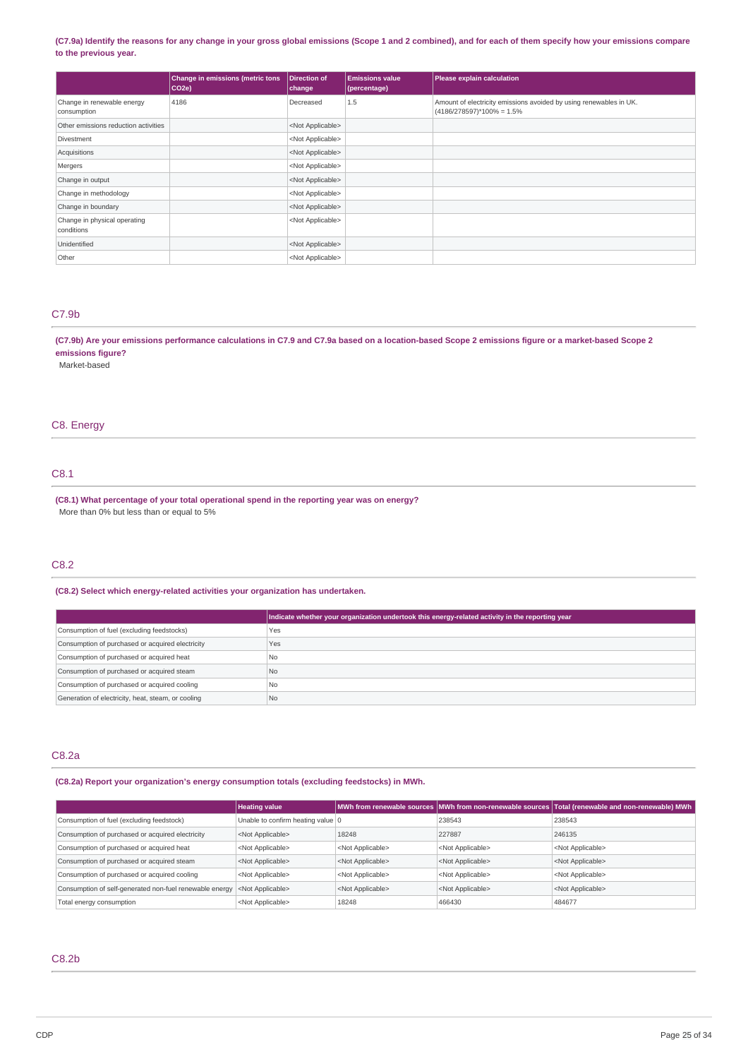**(C7.9a) Identify the reasons for any change in your gross global emissions (Scope 1 and 2 combined), and for each of them specify how your emissions compare to the previous year.**

| | Change in emissions (metric tons CO2e) | Direction of change | Emissions value (percentage) | Please explain calculation |
|---|---|---|---|---|
| Change in renewable energy consumption | 4186 | Decreased | 1.5 | Amount of electricity emissions avoided by using renewables in UK. (4186/278597)*100% = 1.5% |
| Other emissions reduction activities | | <Not Applicable> | | |
| Divestment | | <Not Applicable> | | |
| Acquisitions | | <Not Applicable> | | |
| Mergers | | <Not Applicable> | | |
| Change in output | | <Not Applicable> | | |
| Change in methodology | | <Not Applicable> | | |
| Change in boundary | | <Not Applicable> | | |
| Change in physical operating conditions | | <Not Applicable> | | |
| Unidentified | | <Not Applicable> | | |
| Other | | <Not Applicable> | | |

## C7.9b

**(C7.9b) Are your emissions performance calculations in C7.9 and C7.9a based on a location-based Scope 2 emissions figure or a market-based Scope 2 emissions figure?**

Market-based

# C8. Energy

## C8.1

**(C8.1) What percentage of your total operational spend in the reporting year was on energy?**

More than 0% but less than or equal to 5%

## C8.2

**(C8.2) Select which energy-related activities your organization has undertaken.**

| | Indicate whether your organization undertook this energy-related activity in the reporting year |
|---|---|
| Consumption of fuel (excluding feedstocks) | Yes |
| Consumption of purchased or acquired electricity | Yes |
| Consumption of purchased or acquired heat | No |
| Consumption of purchased or acquired steam | No |
| Consumption of purchased or acquired cooling | No |
| Generation of electricity, heat, steam, or cooling | No |

## C8.2a

**(C8.2a) Report your organization's energy consumption totals (excluding feedstocks) in MWh.**

| | Heating value | MWh from renewable sources | MWh from non-renewable sources | Total (renewable and non-renewable) MWh |
|---|---|---|---|---|
| Consumption of fuel (excluding feedstock) | Unable to confirm heating value | 0 | 238543 | 238543 |
| Consumption of purchased or acquired electricity | <Not Applicable> | 18248 | 227887 | 246135 |
| Consumption of purchased or acquired heat | <Not Applicable> | <Not Applicable> | <Not Applicable> | <Not Applicable> |
| Consumption of purchased or acquired steam | <Not Applicable> | <Not Applicable> | <Not Applicable> | <Not Applicable> |
| Consumption of purchased or acquired cooling | <Not Applicable> | <Not Applicable> | <Not Applicable> | <Not Applicable> |
| Consumption of self-generated non-fuel renewable energy | <Not Applicable> | <Not Applicable> | <Not Applicable> | <Not Applicable> |
| Total energy consumption | <Not Applicable> | 18248 | 466430 | 484677 |

## C8.2b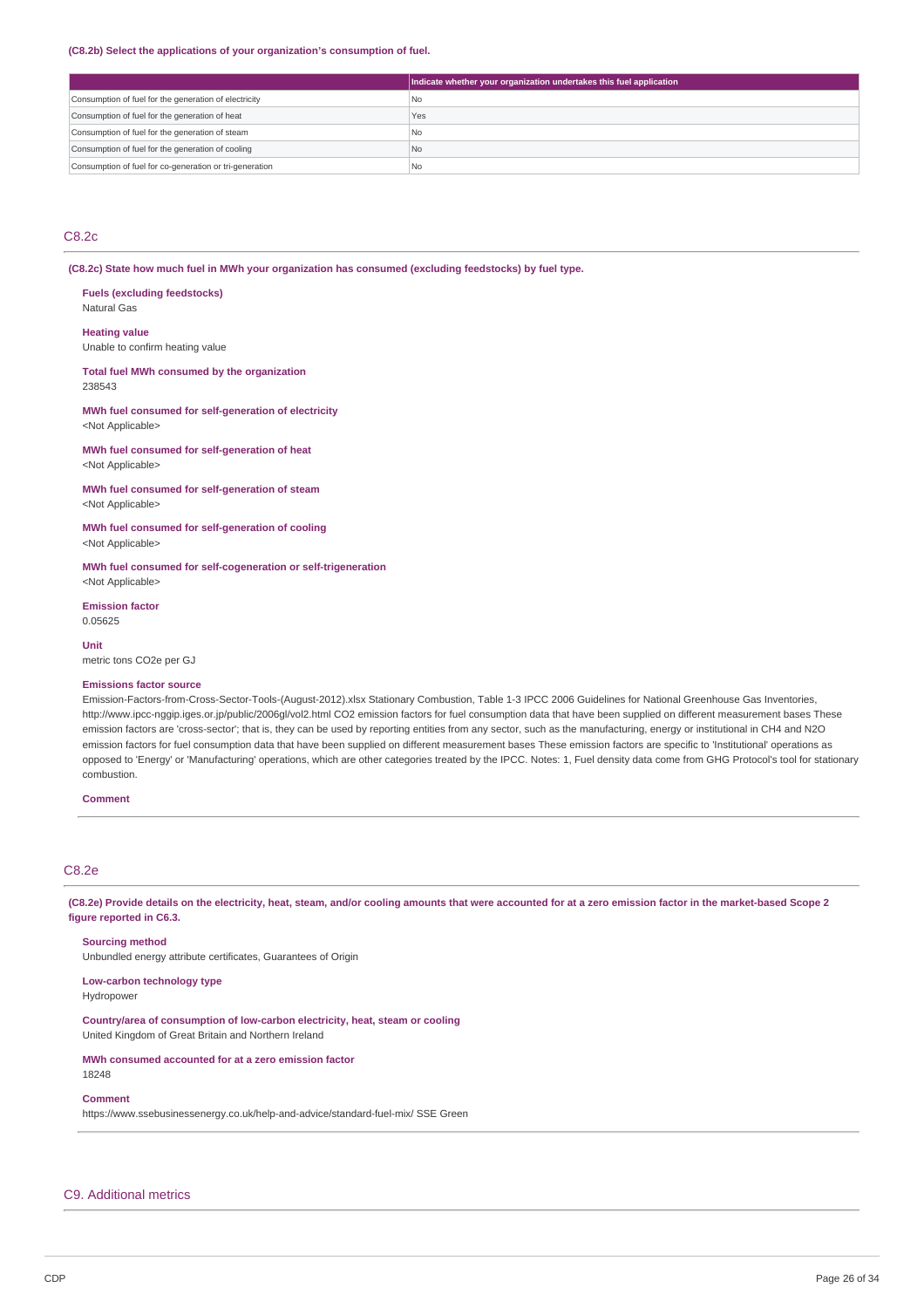**(C8.2b) Select the applications of your organization's consumption of fuel.**

| | Indicate whether your organization undertakes this fuel application |
|---|---|
| Consumption of fuel for the generation of electricity | No |
| Consumption of fuel for the generation of heat | Yes |
| Consumption of fuel for the generation of steam | No |
| Consumption of fuel for the generation of cooling | No |
| Consumption of fuel for co-generation or tri-generation | No |

## C8.2c

**(C8.2c) State how much fuel in MWh your organization has consumed (excluding feedstocks) by fuel type.**

**Fuels (excluding feedstocks)**
Natural Gas

**Heating value**
Unable to confirm heating value

**Total fuel MWh consumed by the organization**
238543

**MWh fuel consumed for self-generation of electricity**
<Not Applicable>

**MWh fuel consumed for self-generation of heat**
<Not Applicable>

**MWh fuel consumed for self-generation of steam**
<Not Applicable>

**MWh fuel consumed for self-generation of cooling**
<Not Applicable>

**MWh fuel consumed for self-cogeneration or self-trigeneration**
<Not Applicable>

**Emission factor**
0.05625

**Unit**
metric tons CO2e per GJ

**Emissions factor source**
Emission-Factors-from-Cross-Sector-Tools-(August-2012).xlsx Stationary Combustion, Table 1-3 IPCC 2006 Guidelines for National Greenhouse Gas Inventories, http://www.ipcc-nggip.iges.or.jp/public/2006gl/vol2.html CO2 emission factors for fuel consumption data that have been supplied on different measurement bases These emission factors are 'cross-sector'; that is, they can be used by reporting entities from any sector, such as the manufacturing, energy or institutional in CH4 and N2O emission factors for fuel consumption data that have been supplied on different measurement bases These emission factors are specific to 'Institutional' operations as opposed to 'Energy' or 'Manufacturing' operations, which are other categories treated by the IPCC. Notes: 1, Fuel density data come from GHG Protocol's tool for stationary combustion.

**Comment**

## C8.2e

**(C8.2e) Provide details on the electricity, heat, steam, and/or cooling amounts that were accounted for at a zero emission factor in the market-based Scope 2 figure reported in C6.3.**

**Sourcing method**
Unbundled energy attribute certificates, Guarantees of Origin

**Low-carbon technology type**
Hydropower

**Country/area of consumption of low-carbon electricity, heat, steam or cooling**
United Kingdom of Great Britain and Northern Ireland

**MWh consumed accounted for at a zero emission factor**
18248

**Comment**
https://www.ssebusinessenergy.co.uk/help-and-advice/standard-fuel-mix/ SSE Green

# C9. Additional metrics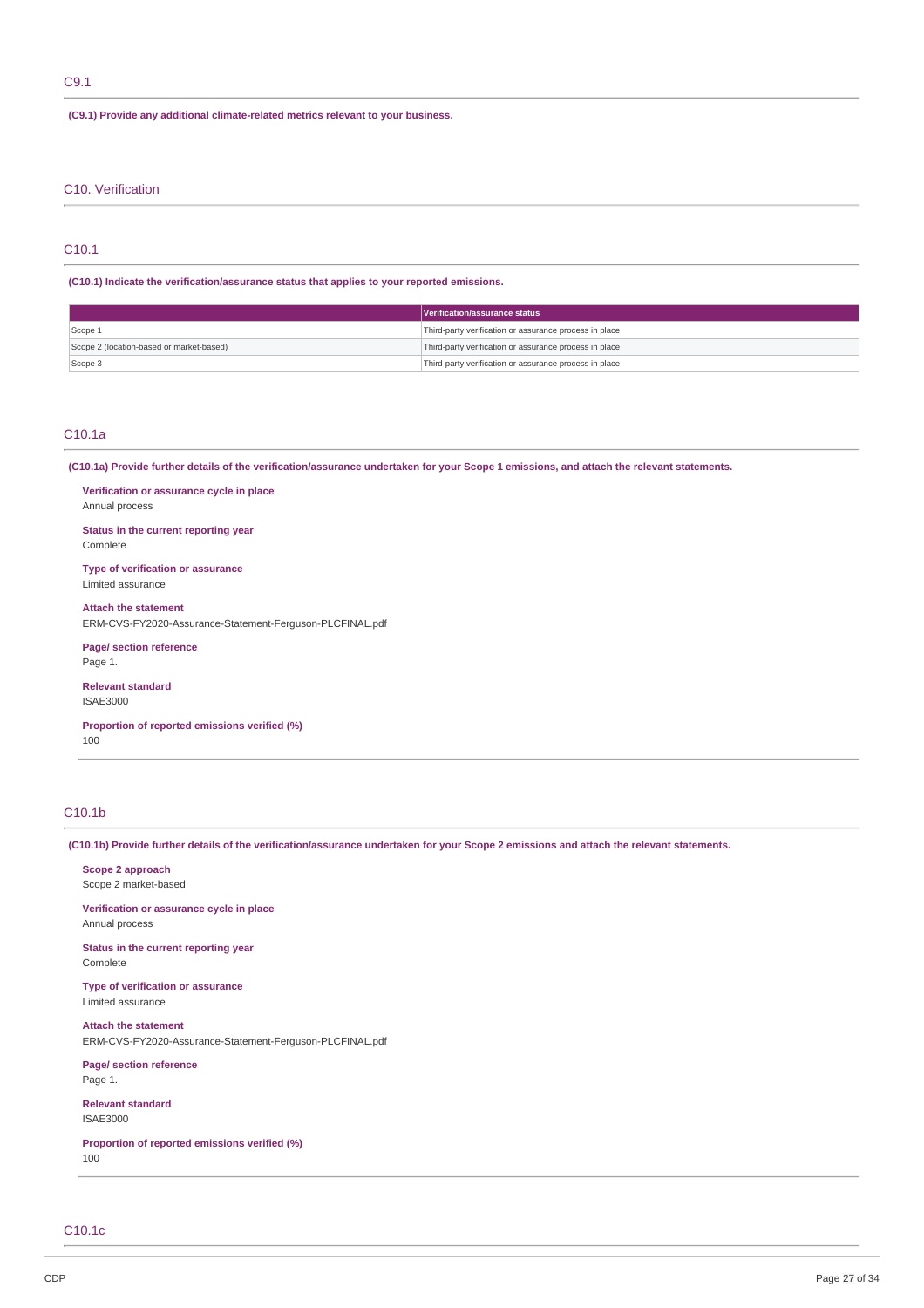## C9.1

**(C9.1) Provide any additional climate-related metrics relevant to your business.**

# C10. Verification

## C10.1

**(C10.1) Indicate the verification/assurance status that applies to your reported emissions.**

| | Verification/assurance status |
|---|---|
| Scope 1 | Third-party verification or assurance process in place |
| Scope 2 (location-based or market-based) | Third-party verification or assurance process in place |
| Scope 3 | Third-party verification or assurance process in place |

## C10.1a

**(C10.1a) Provide further details of the verification/assurance undertaken for your Scope 1 emissions, and attach the relevant statements.**

**Verification or assurance cycle in place**
Annual process

**Status in the current reporting year**
Complete

**Type of verification or assurance**
Limited assurance

**Attach the statement**
ERM-CVS-FY2020-Assurance-Statement-Ferguson-PLCFINAL.pdf

**Page/ section reference**
Page 1.

**Relevant standard**
ISAE3000

**Proportion of reported emissions verified (%)**
100

## C10.1b

**(C10.1b) Provide further details of the verification/assurance undertaken for your Scope 2 emissions and attach the relevant statements.**

**Scope 2 approach**
Scope 2 market-based

**Verification or assurance cycle in place**
Annual process

**Status in the current reporting year**
Complete

**Type of verification or assurance**
Limited assurance

**Attach the statement**
ERM-CVS-FY2020-Assurance-Statement-Ferguson-PLCFINAL.pdf

**Page/ section reference**
Page 1.

**Relevant standard**
ISAE3000

**Proportion of reported emissions verified (%)**
100

## C10.1c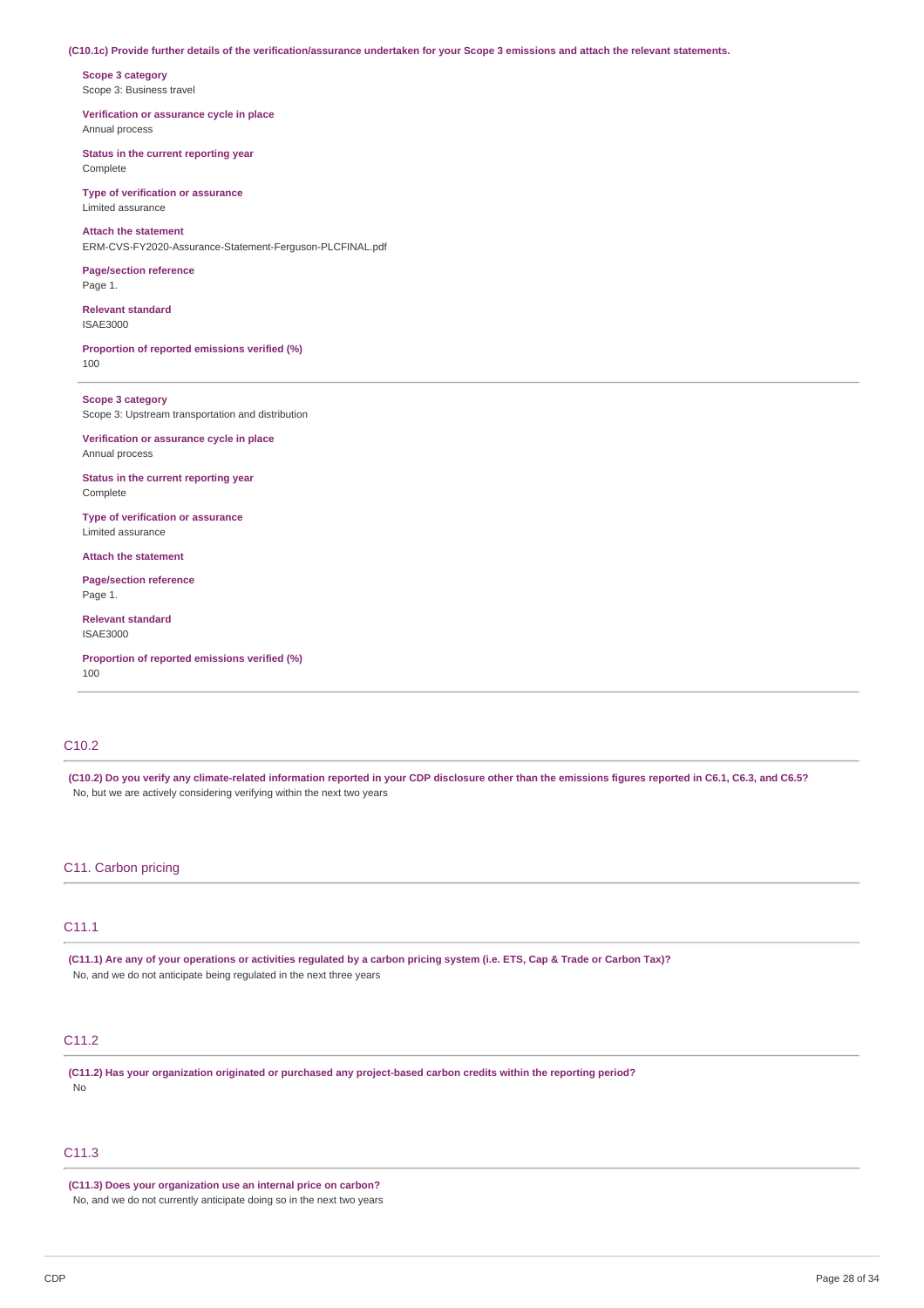**(C10.1c) Provide further details of the verification/assurance undertaken for your Scope 3 emissions and attach the relevant statements.**

**Scope 3 category**
Scope 3: Business travel

**Verification or assurance cycle in place**
Annual process

**Status in the current reporting year**
Complete

**Type of verification or assurance**
Limited assurance

**Attach the statement**
ERM-CVS-FY2020-Assurance-Statement-Ferguson-PLCFINAL.pdf

**Page/section reference**
Page 1.

**Relevant standard**
ISAE3000

**Proportion of reported emissions verified (%)**
100

---

**Scope 3 category**
Scope 3: Upstream transportation and distribution

**Verification or assurance cycle in place**
Annual process

**Status in the current reporting year**
Complete

**Type of verification or assurance**
Limited assurance

**Attach the statement**

**Page/section reference**
Page 1.

**Relevant standard**
ISAE3000

**Proportion of reported emissions verified (%)**
100

---

## C10.2

**(C10.2) Do you verify any climate-related information reported in your CDP disclosure other than the emissions figures reported in C6.1, C6.3, and C6.5?**
No, but we are actively considering verifying within the next two years

# C11. Carbon pricing

## C11.1

**(C11.1) Are any of your operations or activities regulated by a carbon pricing system (i.e. ETS, Cap & Trade or Carbon Tax)?**
No, and we do not anticipate being regulated in the next three years

## C11.2

**(C11.2) Has your organization originated or purchased any project-based carbon credits within the reporting period?**
No

## C11.3

**(C11.3) Does your organization use an internal price on carbon?**
No, and we do not currently anticipate doing so in the next two years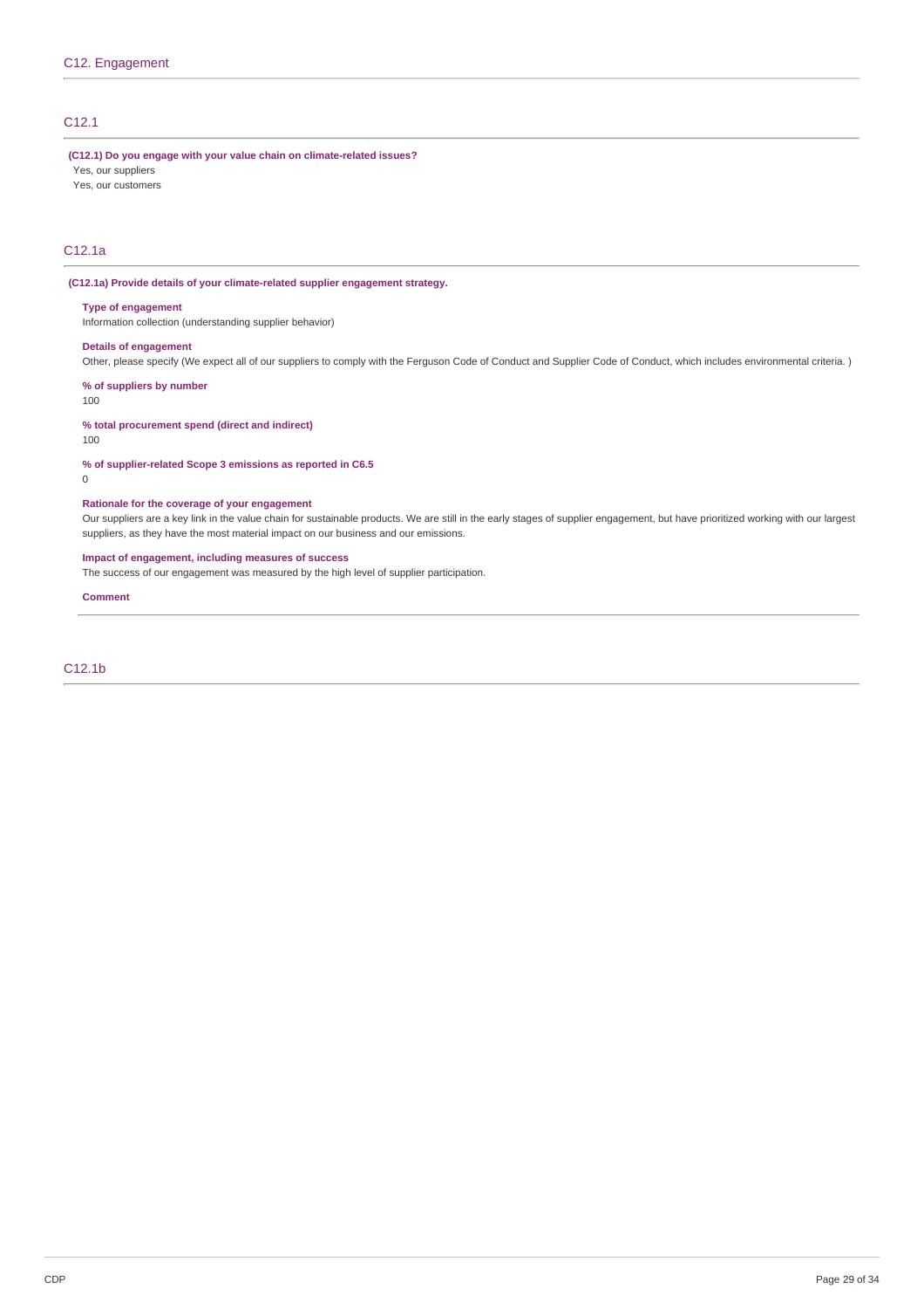## C12. Engagement

### C12.1

**(C12.1) Do you engage with your value chain on climate-related issues?**

Yes, our suppliers

Yes, our customers

### C12.1a

**(C12.1a) Provide details of your climate-related supplier engagement strategy.**

**Type of engagement**

Information collection (understanding supplier behavior)

**Details of engagement**

Other, please specify (We expect all of our suppliers to comply with the Ferguson Code of Conduct and Supplier Code of Conduct, which includes environmental criteria. )

**% of suppliers by number**

100

**% total procurement spend (direct and indirect)**

100

**% of supplier-related Scope 3 emissions as reported in C6.5**

0

**Rationale for the coverage of your engagement**

Our suppliers are a key link in the value chain for sustainable products. We are still in the early stages of supplier engagement, but have prioritized working with our largest suppliers, as they have the most material impact on our business and our emissions.

**Impact of engagement, including measures of success**

The success of our engagement was measured by the high level of supplier participation.

**Comment**

### C12.1b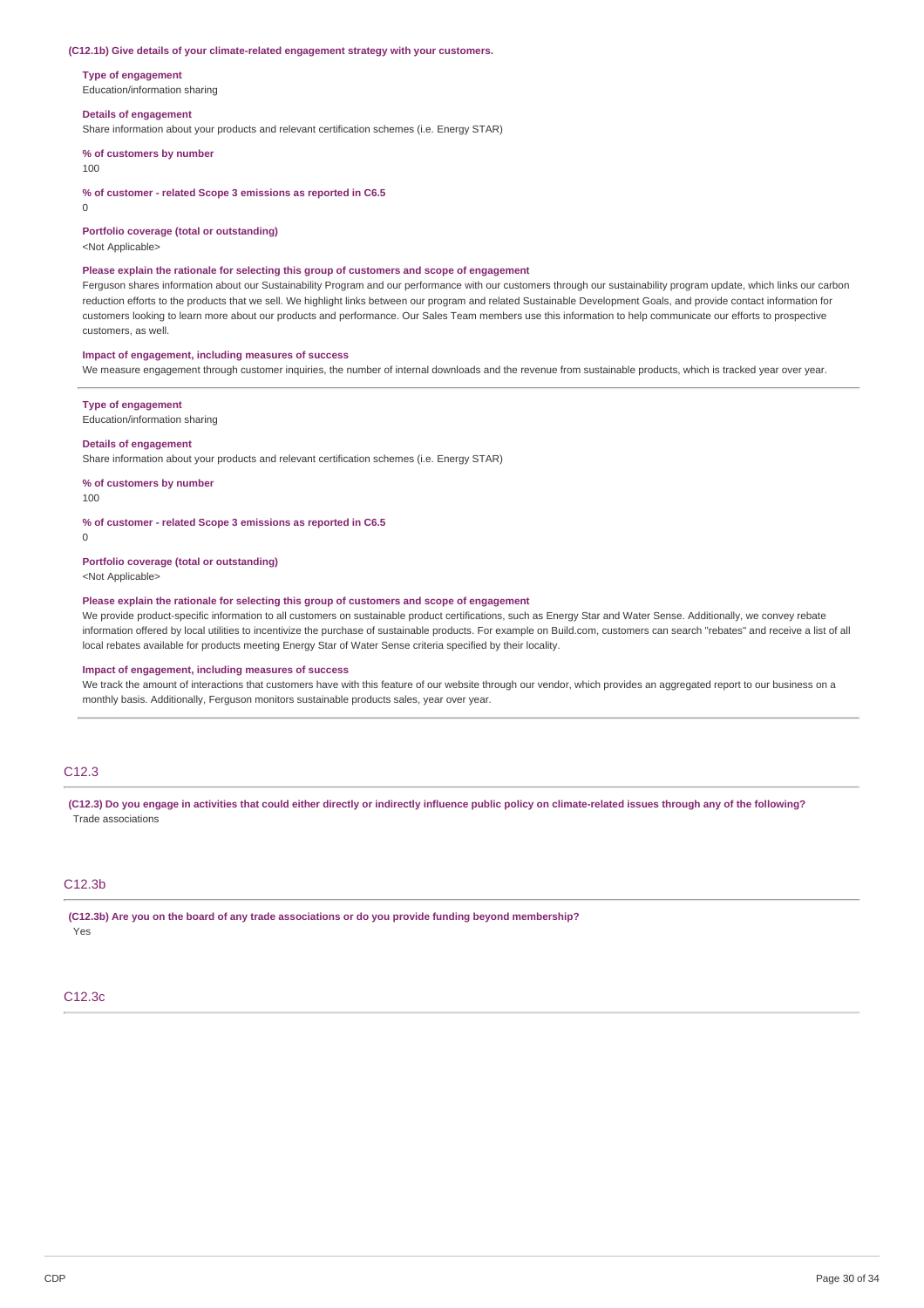**(C12.1b) Give details of your climate-related engagement strategy with your customers.**

**Type of engagement**
Education/information sharing

**Details of engagement**
Share information about your products and relevant certification schemes (i.e. Energy STAR)

**% of customers by number**
100

**% of customer - related Scope 3 emissions as reported in C6.5**
0

**Portfolio coverage (total or outstanding)**
<Not Applicable>

**Please explain the rationale for selecting this group of customers and scope of engagement**
Ferguson shares information about our Sustainability Program and our performance with our customers through our sustainability program update, which links our carbon reduction efforts to the products that we sell. We highlight links between our program and related Sustainable Development Goals, and provide contact information for customers looking to learn more about our products and performance. Our Sales Team members use this information to help communicate our efforts to prospective customers, as well.

**Impact of engagement, including measures of success**
We measure engagement through customer inquiries, the number of internal downloads and the revenue from sustainable products, which is tracked year over year.

---

**Type of engagement**
Education/information sharing

**Details of engagement**
Share information about your products and relevant certification schemes (i.e. Energy STAR)

**% of customers by number**
100

**% of customer - related Scope 3 emissions as reported in C6.5**
0

**Portfolio coverage (total or outstanding)**
<Not Applicable>

**Please explain the rationale for selecting this group of customers and scope of engagement**
We provide product-specific information to all customers on sustainable product certifications, such as Energy Star and Water Sense. Additionally, we convey rebate information offered by local utilities to incentivize the purchase of sustainable products. For example on Build.com, customers can search "rebates" and receive a list of all local rebates available for products meeting Energy Star of Water Sense criteria specified by their locality.

**Impact of engagement, including measures of success**
We track the amount of interactions that customers have with this feature of our website through our vendor, which provides an aggregated report to our business on a monthly basis. Additionally, Ferguson monitors sustainable products sales, year over year.

## C12.3

**(C12.3) Do you engage in activities that could either directly or indirectly influence public policy on climate-related issues through any of the following?**
Trade associations

## C12.3b

**(C12.3b) Are you on the board of any trade associations or do you provide funding beyond membership?**
Yes

## C12.3c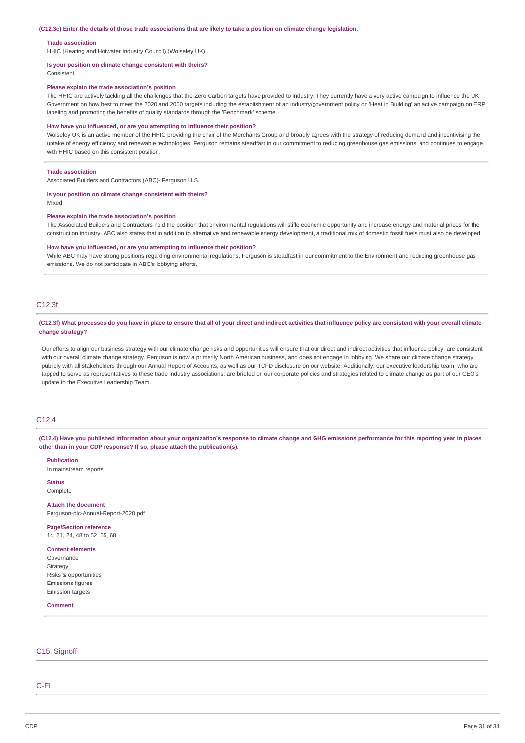**(C12.3c) Enter the details of those trade associations that are likely to take a position on climate change legislation.**

**Trade association**

HHIC (Heating and Hotwater Industry Council) (Wolseley UK)

**Is your position on climate change consistent with theirs?**

Consistent

**Please explain the trade association's position**

The HHIC are actively tackling all the challenges that the Zero Carbon targets have provided to industry. They currently have a very active campaign to influence the UK Government on how best to meet the 2020 and 2050 targets including the establishment of an industry/government policy on 'Heat in Building' an active campaign on ERP labeling and promoting the benefits of quality standards through the 'Benchmark' scheme.

**How have you influenced, or are you attempting to influence their position?**

Wolseley UK is an active member of the HHIC providing the chair of the Merchants Group and broadly agrees with the strategy of reducing demand and incentivising the uptake of energy efficiency and renewable technologies. Ferguson remains steadfast in our commitment to reducing greenhouse gas emissions, and continues to engage with HHIC based on this consistent position.

---

**Trade association**

Associated Builders and Contractors (ABC)- Ferguson U.S.

**Is your position on climate change consistent with theirs?**

Mixed

**Please explain the trade association's position**

The Associated Builders and Contractors hold the position that environmental regulations will stifle economic opportunity and increase energy and material prices for the construction industry. ABC also states that in addition to alternative and renewable energy development, a traditional mix of domestic fossil fuels must also be developed.

**How have you influenced, or are you attempting to influence their position?**

While ABC may have strong positions regarding environmental regulations, Ferguson is steadfast in our commitment to the Environment and reducing greenhouse gas emissions. We do not participate in ABC's lobbying efforts.

---

## C12.3f

**(C12.3f) What processes do you have in place to ensure that all of your direct and indirect activities that influence policy are consistent with your overall climate change strategy?**

Our efforts to align our business strategy with our climate change risks and opportunities will ensure that our direct and indirect activities that influence policy are consistent with our overall climate change strategy. Ferguson is now a primarily North American business, and does not engage in lobbying. We share our climate change strategy publicly with all stakeholders through our Annual Report of Accounts, as well as our TCFD disclosure on our website. Additionally, our executive leadership team, who are tapped to serve as representatives to these trade industry associations, are briefed on our corporate policies and strategies related to climate change as part of our CEO's update to the Executive Leadership Team.

## C12.4

**(C12.4) Have you published information about your organization's response to climate change and GHG emissions performance for this reporting year in places other than in your CDP response? If so, please attach the publication(s).**

**Publication**

In mainstream reports

**Status**

Complete

**Attach the document**

Ferguson-plc-Annual-Report-2020.pdf

**Page/Section reference**

14, 21, 24, 48 to 52, 55, 68

**Content elements**

Governance
Strategy
Risks & opportunities
Emissions figures
Emission targets

**Comment**

---

## C15. Signoff

## C-FI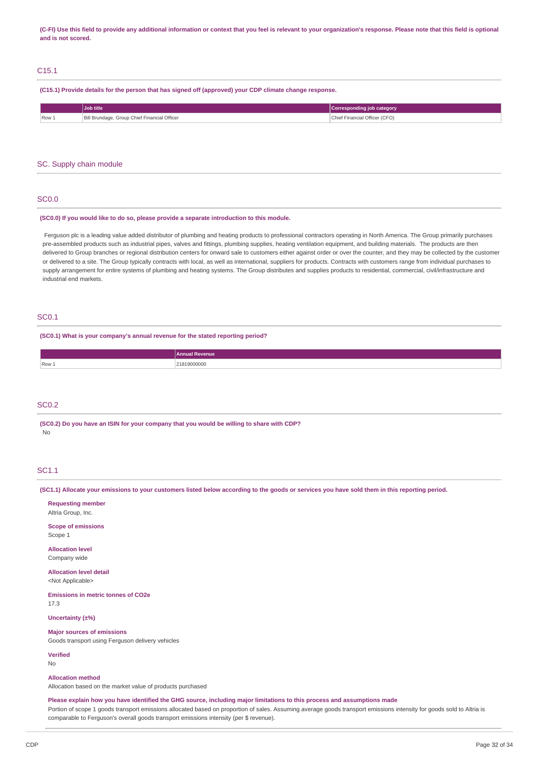**(C-FI) Use this field to provide any additional information or context that you feel is relevant to your organization's response. Please note that this field is optional and is not scored.**

## C15.1

**(C15.1) Provide details for the person that has signed off (approved) your CDP climate change response.**

| | Job title | Corresponding job category |
|---|---|---|
| Row 1 | Bill Brundage, Group Chief Financial Officer | Chief Financial Officer (CFO) |

# SC. Supply chain module

## SC0.0

**(SC0.0) If you would like to do so, please provide a separate introduction to this module.**

Ferguson plc is a leading value added distributor of plumbing and heating products to professional contractors operating in North America. The Group primarily purchases pre-assembled products such as industrial pipes, valves and fittings, plumbing supplies, heating ventilation equipment, and building materials. The products are then delivered to Group branches or regional distribution centers for onward sale to customers either against order or over the counter, and they may be collected by the customer or delivered to a site. The Group typically contracts with local, as well as international, suppliers for products. Contracts with customers range from individual purchases to supply arrangement for entire systems of plumbing and heating systems. The Group distributes and supplies products to residential, commercial, civil/infrastructure and industrial end markets.

## SC0.1

**(SC0.1) What is your company's annual revenue for the stated reporting period?**

| | Annual Revenue |
|---|---|
| Row 1 | 21819000000 |

## SC0.2

**(SC0.2) Do you have an ISIN for your company that you would be willing to share with CDP?**

No

## SC1.1

**(SC1.1) Allocate your emissions to your customers listed below according to the goods or services you have sold them in this reporting period.**

**Requesting member**
Altria Group, Inc.

**Scope of emissions**
Scope 1

**Allocation level**
Company wide

**Allocation level detail**
<Not Applicable>

**Emissions in metric tonnes of CO2e**
17.3

**Uncertainty (±%)**

**Major sources of emissions**
Goods transport using Ferguson delivery vehicles

**Verified**
No

**Allocation method**
Allocation based on the market value of products purchased

**Please explain how you have identified the GHG source, including major limitations to this process and assumptions made**
Portion of scope 1 goods transport emissions allocated based on proportion of sales. Assuming average goods transport emissions intensity for goods sold to Altria is comparable to Ferguson's overall goods transport emissions intensity (per $ revenue).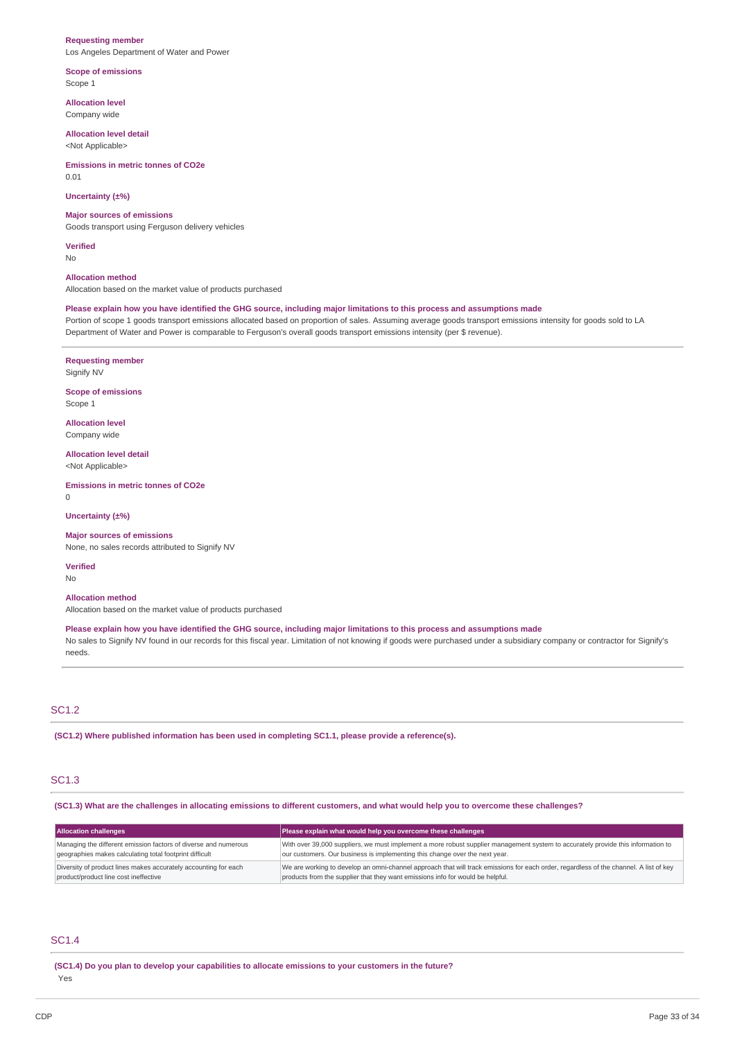**Requesting member**
Los Angeles Department of Water and Power

**Scope of emissions**
Scope 1

**Allocation level**
Company wide

**Allocation level detail**
<Not Applicable>

**Emissions in metric tonnes of CO2e**
0.01

**Uncertainty (±%)**

**Major sources of emissions**
Goods transport using Ferguson delivery vehicles

**Verified**
No

**Allocation method**
Allocation based on the market value of products purchased

**Please explain how you have identified the GHG source, including major limitations to this process and assumptions made**
Portion of scope 1 goods transport emissions allocated based on proportion of sales. Assuming average goods transport emissions intensity for goods sold to LA Department of Water and Power is comparable to Ferguson's overall goods transport emissions intensity (per $ revenue).

---

**Requesting member**
Signify NV

**Scope of emissions**
Scope 1

**Allocation level**
Company wide

**Allocation level detail**
<Not Applicable>

**Emissions in metric tonnes of CO2e**
0

**Uncertainty (±%)**

**Major sources of emissions**
None, no sales records attributed to Signify NV

**Verified**
No

**Allocation method**
Allocation based on the market value of products purchased

**Please explain how you have identified the GHG source, including major limitations to this process and assumptions made**
No sales to Signify NV found in our records for this fiscal year. Limitation of not knowing if goods were purchased under a subsidiary company or contractor for Signify's needs.

---

## SC1.2

**(SC1.2) Where published information has been used in completing SC1.1, please provide a reference(s).**

## SC1.3

**(SC1.3) What are the challenges in allocating emissions to different customers, and what would help you to overcome these challenges?**

| Allocation challenges | Please explain what would help you overcome these challenges |
| --- | --- |
| Managing the different emission factors of diverse and numerous geographies makes calculating total footprint difficult | With over 39,000 suppliers, we must implement a more robust supplier management system to accurately provide this information to our customers. Our business is implementing this change over the next year. |
| Diversity of product lines makes accurately accounting for each product/product line cost ineffective | We are working to develop an omni-channel approach that will track emissions for each order, regardless of the channel. A list of key products from the supplier that they want emissions info for would be helpful. |

## SC1.4

**(SC1.4) Do you plan to develop your capabilities to allocate emissions to your customers in the future?**
Yes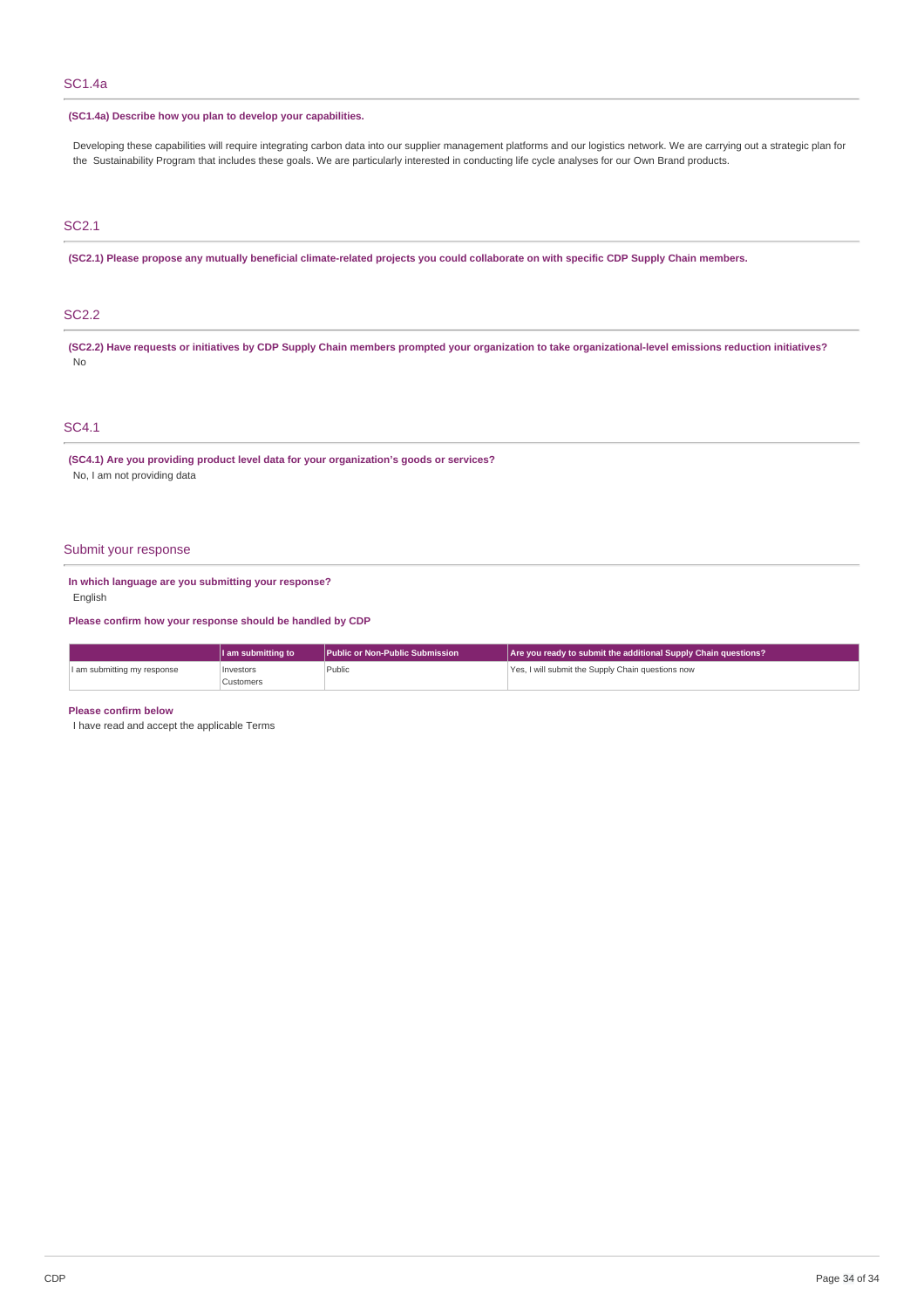## SC1.4a

**(SC1.4a) Describe how you plan to develop your capabilities.**

Developing these capabilities will require integrating carbon data into our supplier management platforms and our logistics network. We are carrying out a strategic plan for the Sustainability Program that includes these goals. We are particularly interested in conducting life cycle analyses for our Own Brand products.

## SC2.1

**(SC2.1) Please propose any mutually beneficial climate-related projects you could collaborate on with specific CDP Supply Chain members.**

## SC2.2

**(SC2.2) Have requests or initiatives by CDP Supply Chain members prompted your organization to take organizational-level emissions reduction initiatives?**

No

## SC4.1

**(SC4.1) Are you providing product level data for your organization's goods or services?**

No, I am not providing data

## Submit your response

**In which language are you submitting your response?**

English

**Please confirm how your response should be handled by CDP**

| | I am submitting to | Public or Non-Public Submission | Are you ready to submit the additional Supply Chain questions? |
|---|---|---|---|
| I am submitting my response | Investors<br>Customers | Public | Yes, I will submit the Supply Chain questions now |

**Please confirm below**

I have read and accept the applicable Terms